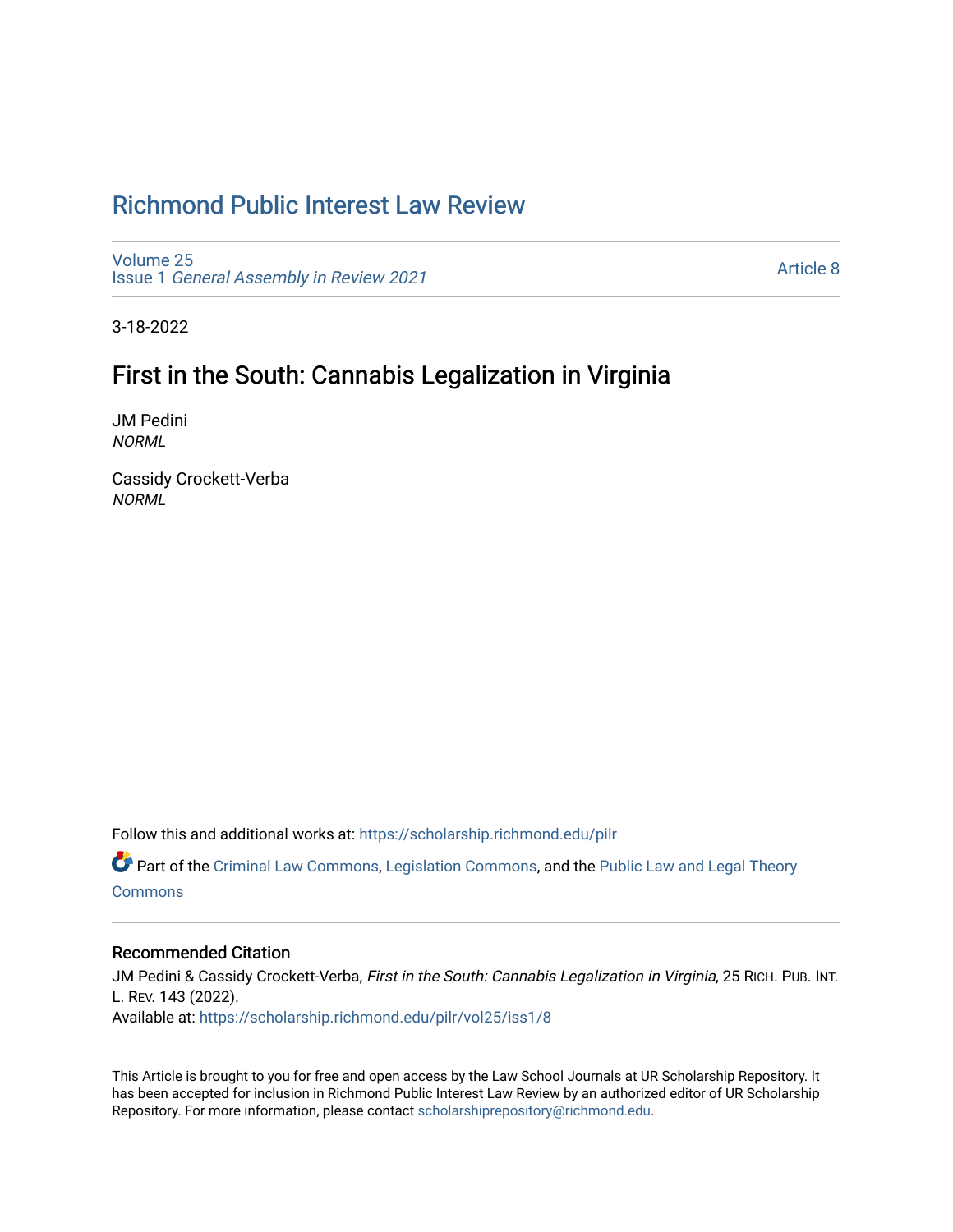# Richmond Public Interest Law Review

Volume 25
Issue 1 *General Assembly in Review 2021*

Article 8

3-18-2022

## First in the South: Cannabis Legalization in Virginia

JM Pedini
*NORML*

Cassidy Crockett-Verba
*NORML*

Follow this and additional works at: https://scholarship.richmond.edu/pilr

Part of the Criminal Law Commons, Legislation Commons, and the Public Law and Legal Theory Commons

### Recommended Citation

JM Pedini & Cassidy Crockett-Verba, *First in the South: Cannabis Legalization in Virginia*, 25 RICH. PUB. INT. L. REV. 143 (2022).
Available at: https://scholarship.richmond.edu/pilr/vol25/iss1/8

This Article is brought to you for free and open access by the Law School Journals at UR Scholarship Repository. It has been accepted for inclusion in Richmond Public Interest Law Review by an authorized editor of UR Scholarship Repository. For more information, please contact scholarshiprepository@richmond.edu.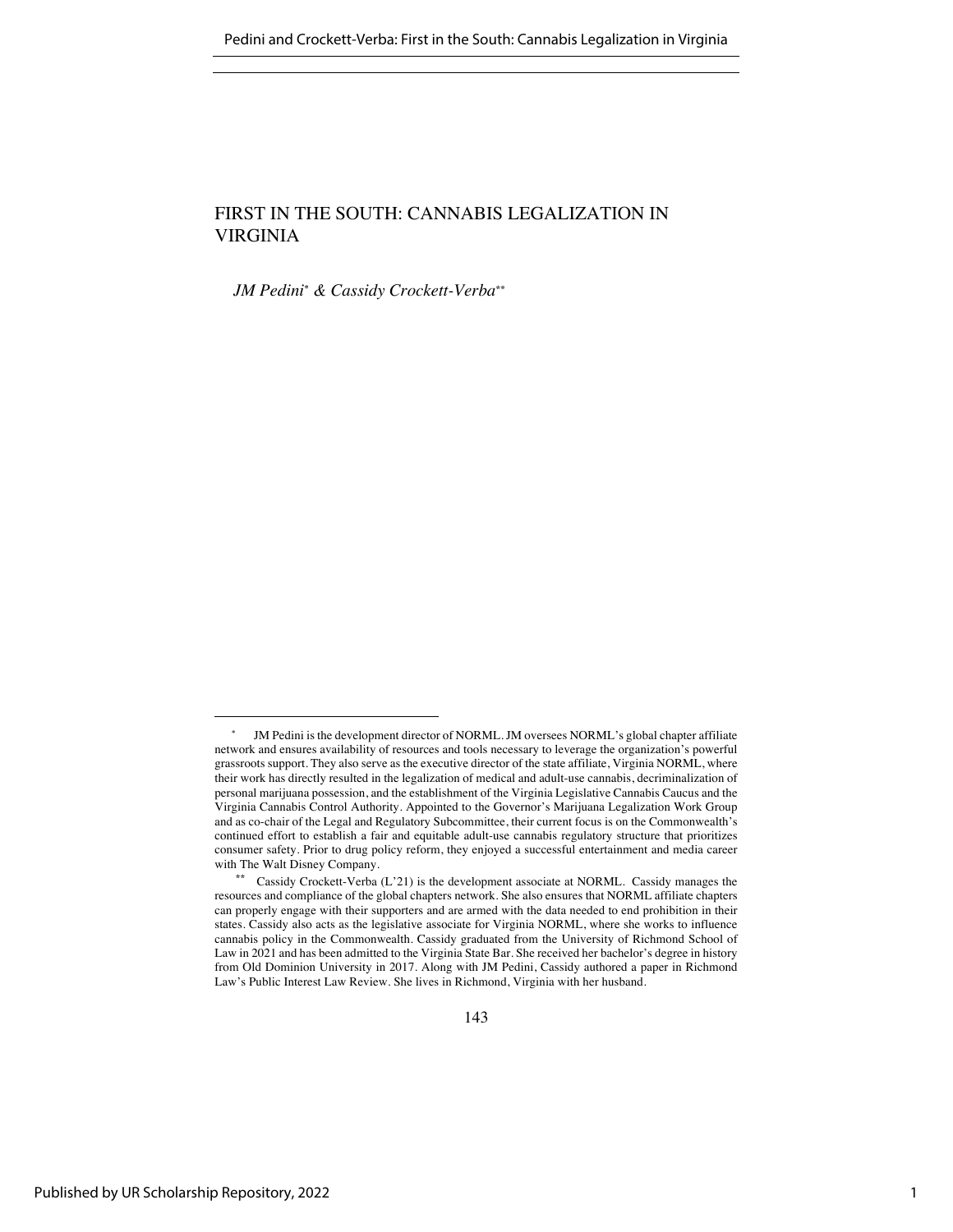# FIRST IN THE SOUTH: CANNABIS LEGALIZATION IN VIRGINIA

*JM Pedini\* & Cassidy Crockett-Verba\*\**

\* JM Pedini is the development director of NORML. JM oversees NORML's global chapter affiliate network and ensures availability of resources and tools necessary to leverage the organization's powerful grassroots support. They also serve as the executive director of the state affiliate, Virginia NORML, where their work has directly resulted in the legalization of medical and adult-use cannabis, decriminalization of personal marijuana possession, and the establishment of the Virginia Legislative Cannabis Caucus and the Virginia Cannabis Control Authority. Appointed to the Governor's Marijuana Legalization Work Group and as co-chair of the Legal and Regulatory Subcommittee, their current focus is on the Commonwealth's continued effort to establish a fair and equitable adult-use cannabis regulatory structure that prioritizes consumer safety. Prior to drug policy reform, they enjoyed a successful entertainment and media career with The Walt Disney Company.

\*\* Cassidy Crockett-Verba (L'21) is the development associate at NORML. Cassidy manages the resources and compliance of the global chapters network. She also ensures that NORML affiliate chapters can properly engage with their supporters and are armed with the data needed to end prohibition in their states. Cassidy also acts as the legislative associate for Virginia NORML, where she works to influence cannabis policy in the Commonwealth. Cassidy graduated from the University of Richmond School of Law in 2021 and has been admitted to the Virginia State Bar. She received her bachelor's degree in history from Old Dominion University in 2017. Along with JM Pedini, Cassidy authored a paper in Richmond Law's Public Interest Law Review. She lives in Richmond, Virginia with her husband.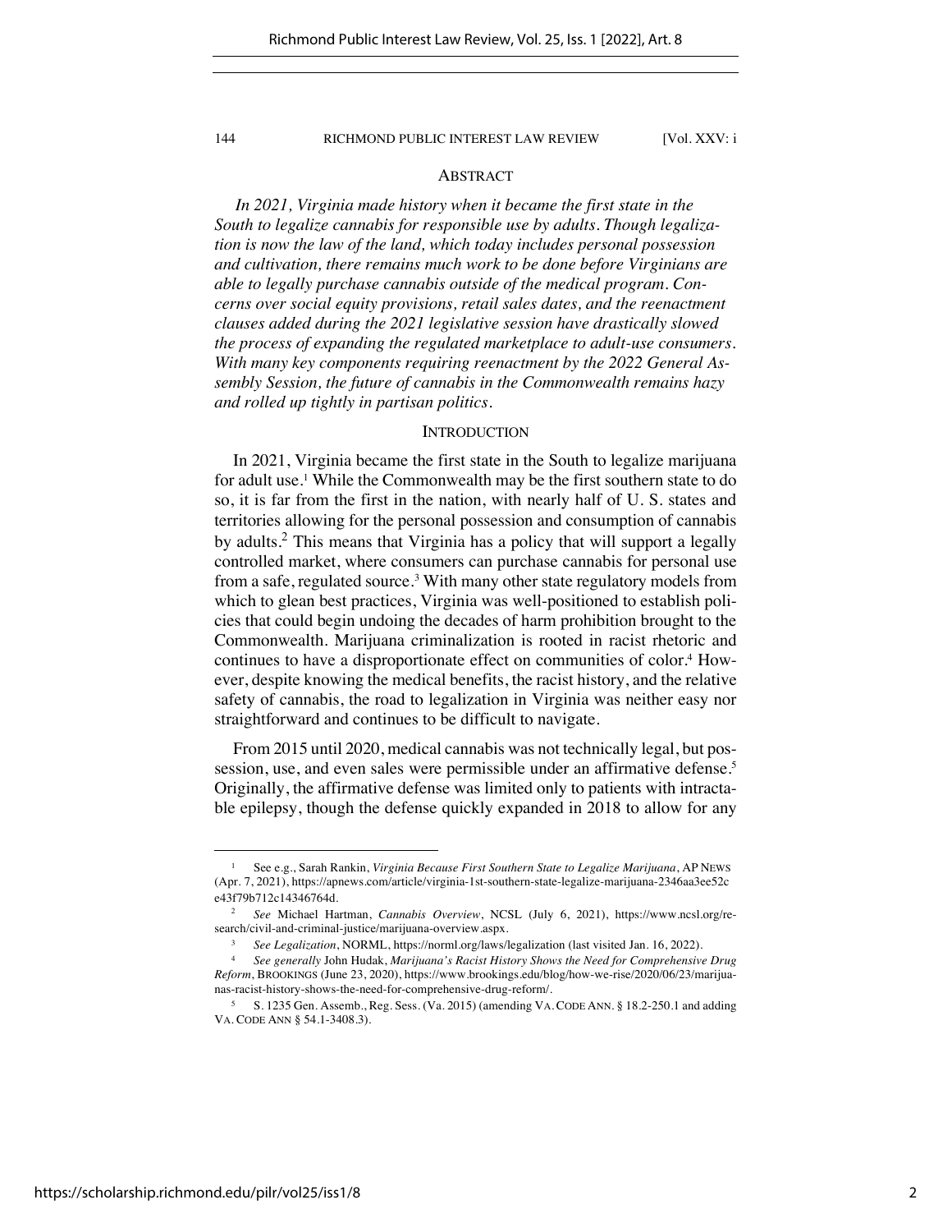## ABSTRACT

*In 2021, Virginia made history when it became the first state in the South to legalize cannabis for responsible use by adults. Though legalization is now the law of the land, which today includes personal possession and cultivation, there remains much work to be done before Virginians are able to legally purchase cannabis outside of the medical program. Concerns over social equity provisions, retail sales dates, and the reenactment clauses added during the 2021 legislative session have drastically slowed the process of expanding the regulated marketplace to adult-use consumers. With many key components requiring reenactment by the 2022 General Assembly Session, the future of cannabis in the Commonwealth remains hazy and rolled up tightly in partisan politics.*

## INTRODUCTION

In 2021, Virginia became the first state in the South to legalize marijuana for adult use.[1] While the Commonwealth may be the first southern state to do so, it is far from the first in the nation, with nearly half of U. S. states and territories allowing for the personal possession and consumption of cannabis by adults.[2] This means that Virginia has a policy that will support a legally controlled market, where consumers can purchase cannabis for personal use from a safe, regulated source.[3] With many other state regulatory models from which to glean best practices, Virginia was well-positioned to establish policies that could begin undoing the decades of harm prohibition brought to the Commonwealth. Marijuana criminalization is rooted in racist rhetoric and continues to have a disproportionate effect on communities of color.[4] However, despite knowing the medical benefits, the racist history, and the relative safety of cannabis, the road to legalization in Virginia was neither easy nor straightforward and continues to be difficult to navigate.

From 2015 until 2020, medical cannabis was not technically legal, but possession, use, and even sales were permissible under an affirmative defense.[5] Originally, the affirmative defense was limited only to patients with intractable epilepsy, though the defense quickly expanded in 2018 to allow for any

---

[1] See e.g., Sarah Rankin, *Virginia Because First Southern State to Legalize Marijuana*, AP NEWS (Apr. 7, 2021), https://apnews.com/article/virginia-1st-southern-state-legalize-marijuana-2346aa3ee52ce43f79b712c14346764d.

[2] *See* Michael Hartman, *Cannabis Overview*, NCSL (July 6, 2021), https://www.ncsl.org/research/civil-and-criminal-justice/marijuana-overview.aspx.

[3] *See Legalization*, NORML, https://norml.org/laws/legalization (last visited Jan. 16, 2022).

[4] *See generally* John Hudak, *Marijuana's Racist History Shows the Need for Comprehensive Drug Reform*, BROOKINGS (June 23, 2020), https://www.brookings.edu/blog/how-we-rise/2020/06/23/marijuanas-racist-history-shows-the-need-for-comprehensive-drug-reform/.

[5] S. 1235 Gen. Assemb., Reg. Sess. (Va. 2015) (amending VA. CODE ANN. § 18.2-250.1 and adding VA. CODE ANN § 54.1-3408.3).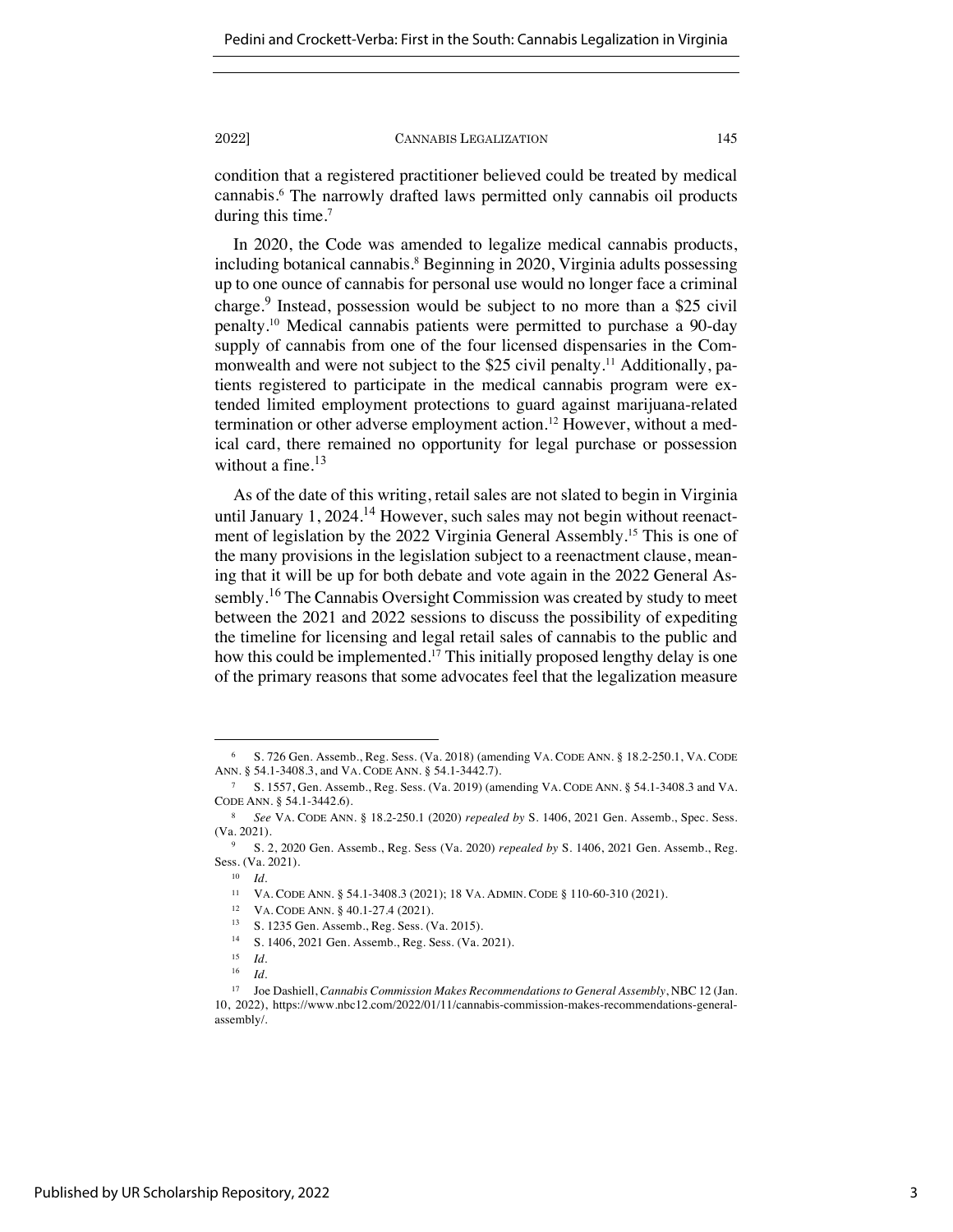condition that a registered practitioner believed could be treated by medical cannabis.[6] The narrowly drafted laws permitted only cannabis oil products during this time.[7]

In 2020, the Code was amended to legalize medical cannabis products, including botanical cannabis.[8] Beginning in 2020, Virginia adults possessing up to one ounce of cannabis for personal use would no longer face a criminal charge.[9] Instead, possession would be subject to no more than a $25 civil penalty.[10] Medical cannabis patients were permitted to purchase a 90-day supply of cannabis from one of the four licensed dispensaries in the Commonwealth and were not subject to the $25 civil penalty.[11] Additionally, patients registered to participate in the medical cannabis program were extended limited employment protections to guard against marijuana-related termination or other adverse employment action.[12] However, without a medical card, there remained no opportunity for legal purchase or possession without a fine.[13]

As of the date of this writing, retail sales are not slated to begin in Virginia until January 1, 2024.[14] However, such sales may not begin without reenactment of legislation by the 2022 Virginia General Assembly.[15] This is one of the many provisions in the legislation subject to a reenactment clause, meaning that it will be up for both debate and vote again in the 2022 General Assembly.[16] The Cannabis Oversight Commission was created by study to meet between the 2021 and 2022 sessions to discuss the possibility of expediting the timeline for licensing and legal retail sales of cannabis to the public and how this could be implemented.[17] This initially proposed lengthy delay is one of the primary reasons that some advocates feel that the legalization measure

---

[6] S. 726 Gen. Assemb., Reg. Sess. (Va. 2018) (amending VA. CODE ANN. § 18.2-250.1, VA. CODE ANN. § 54.1-3408.3, and VA. CODE ANN. § 54.1-3442.7).

[7] S. 1557, Gen. Assemb., Reg. Sess. (Va. 2019) (amending VA. CODE ANN. § 54.1-3408.3 and VA. CODE ANN. § 54.1-3442.6).

[8] *See* VA. CODE ANN. § 18.2-250.1 (2020) *repealed by* S. 1406, 2021 Gen. Assemb., Spec. Sess. (Va. 2021).

[9] S. 2, 2020 Gen. Assemb., Reg. Sess (Va. 2020) *repealed by* S. 1406, 2021 Gen. Assemb., Reg. Sess. (Va. 2021).

[10] *Id.*

[11] VA. CODE ANN. § 54.1-3408.3 (2021); 18 VA. ADMIN. CODE § 110-60-310 (2021).

[12] VA. CODE ANN. § 40.1-27.4 (2021).

[13] S. 1235 Gen. Assemb., Reg. Sess. (Va. 2015).

[14] S. 1406, 2021 Gen. Assemb., Reg. Sess. (Va. 2021).

[15] *Id.*

[16] *Id.*

[17] Joe Dashiell, *Cannabis Commission Makes Recommendations to General Assembly*, NBC 12 (Jan. 10, 2022), https://www.nbc12.com/2022/01/11/cannabis-commission-makes-recommendations-general-assembly/.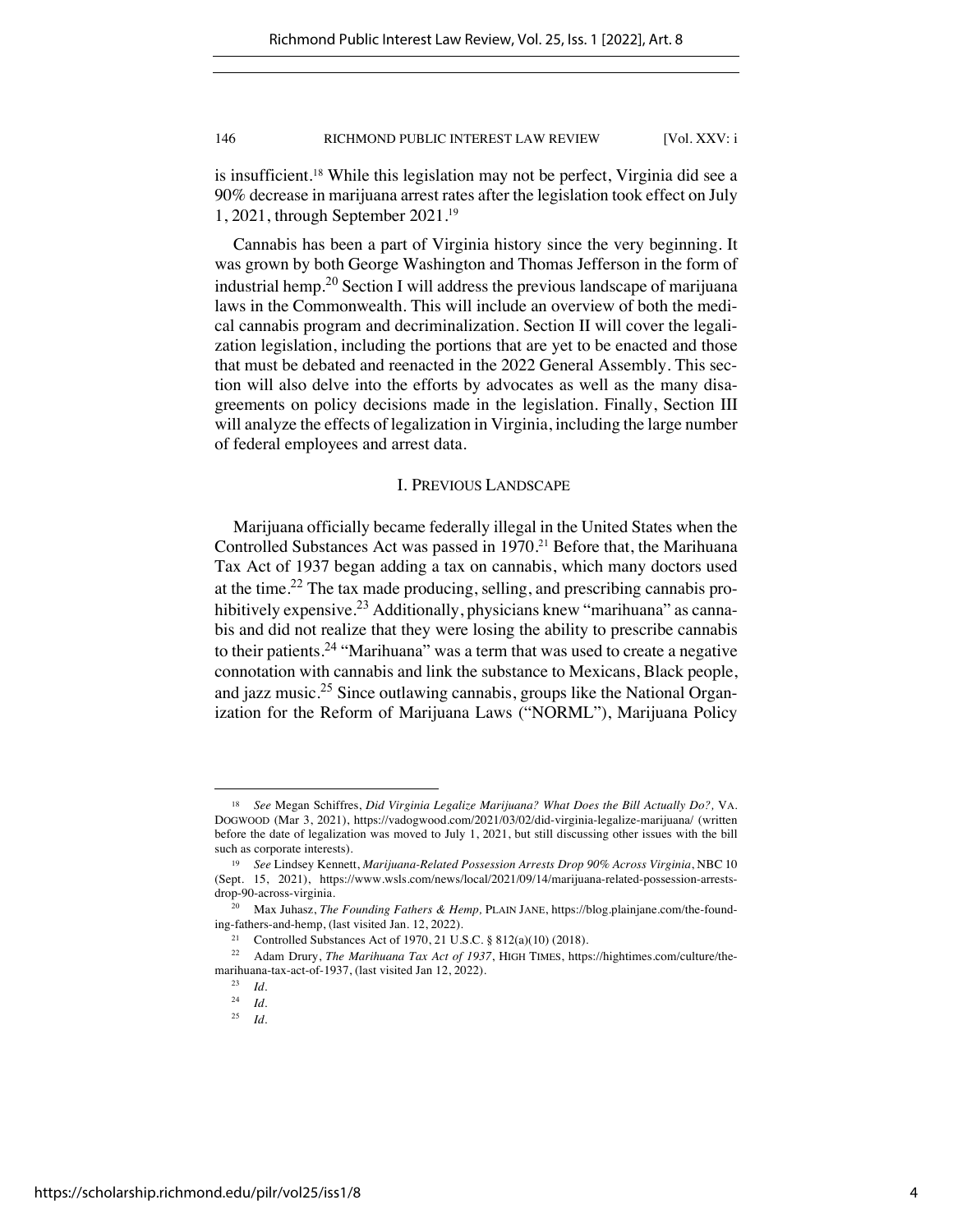is insufficient.[18] While this legislation may not be perfect, Virginia did see a 90% decrease in marijuana arrest rates after the legislation took effect on July 1, 2021, through September 2021.[19]

Cannabis has been a part of Virginia history since the very beginning. It was grown by both George Washington and Thomas Jefferson in the form of industrial hemp.[20] Section I will address the previous landscape of marijuana laws in the Commonwealth. This will include an overview of both the medical cannabis program and decriminalization. Section II will cover the legalization legislation, including the portions that are yet to be enacted and those that must be debated and reenacted in the 2022 General Assembly. This section will also delve into the efforts by advocates as well as the many disagreements on policy decisions made in the legislation. Finally, Section III will analyze the effects of legalization in Virginia, including the large number of federal employees and arrest data.

## I. Previous Landscape

Marijuana officially became federally illegal in the United States when the Controlled Substances Act was passed in 1970.[21] Before that, the Marihuana Tax Act of 1937 began adding a tax on cannabis, which many doctors used at the time.[22] The tax made producing, selling, and prescribing cannabis prohibitively expensive.[23] Additionally, physicians knew "marihuana" as cannabis and did not realize that they were losing the ability to prescribe cannabis to their patients.[24] "Marihuana" was a term that was used to create a negative connotation with cannabis and link the substance to Mexicans, Black people, and jazz music.[25] Since outlawing cannabis, groups like the National Organization for the Reform of Marijuana Laws ("NORML"), Marijuana Policy

---

[18] *See* Megan Schiffres, *Did Virginia Legalize Marijuana? What Does the Bill Actually Do?,* VA. DOGWOOD (Mar 3, 2021), https://vadogwood.com/2021/03/02/did-virginia-legalize-marijuana/ (written before the date of legalization was moved to July 1, 2021, but still discussing other issues with the bill such as corporate interests).

[19] *See* Lindsey Kennett, *Marijuana-Related Possession Arrests Drop 90% Across Virginia*, NBC 10 (Sept. 15, 2021), https://www.wsls.com/news/local/2021/09/14/marijuana-related-possession-arrests-drop-90-across-virginia.

[20] Max Juhasz, *The Founding Fathers & Hemp,* PLAIN JANE, https://blog.plainjane.com/the-founding-fathers-and-hemp, (last visited Jan. 12, 2022).

[21] Controlled Substances Act of 1970, 21 U.S.C. § 812(a)(10) (2018).

[22] Adam Drury, *The Marihuana Tax Act of 1937*, HIGH TIMES, https://hightimes.com/culture/the-marihuana-tax-act-of-1937, (last visited Jan 12, 2022).

[23] *Id.*

[24] *Id.*

[25] *Id.*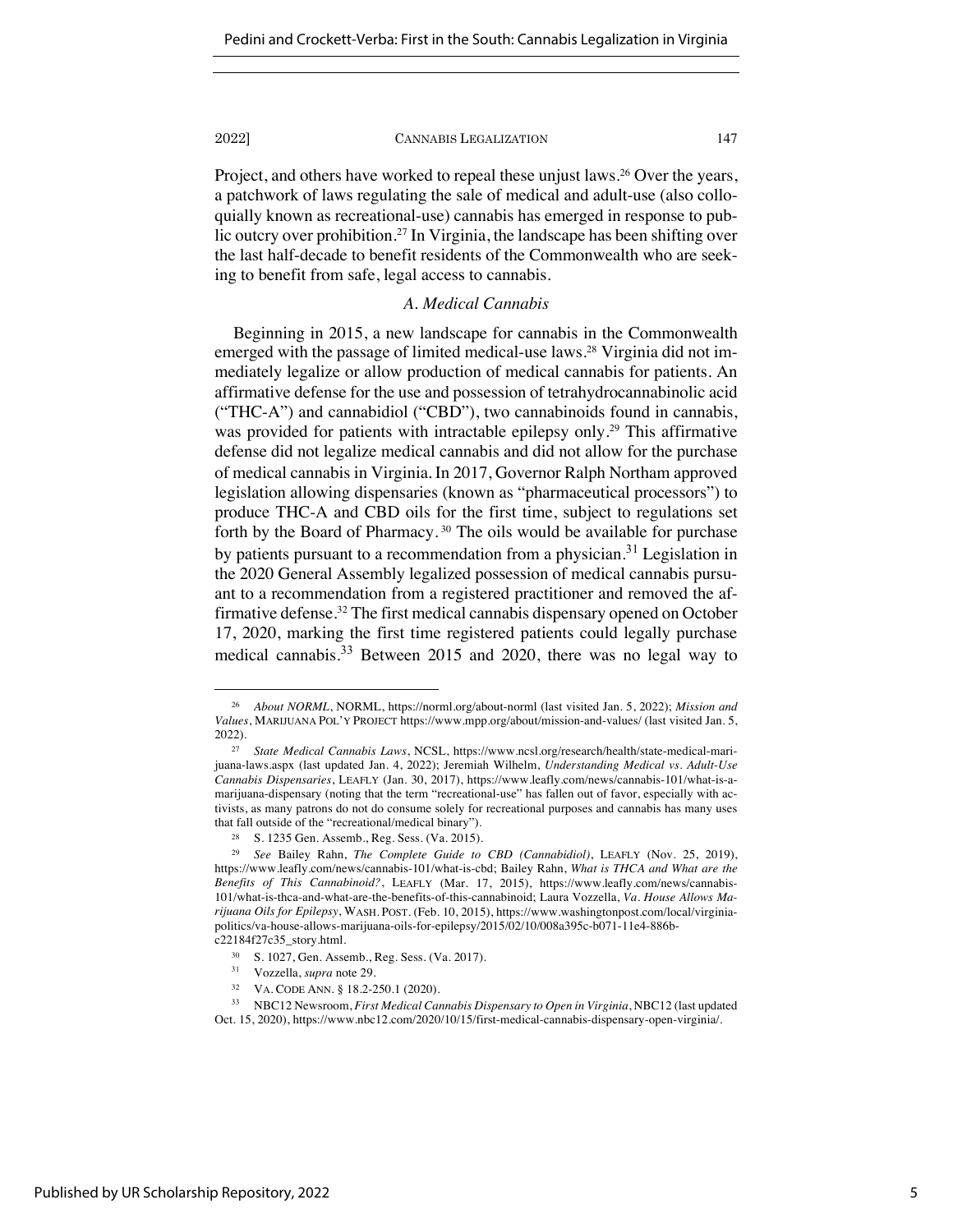Project, and others have worked to repeal these unjust laws.[26] Over the years, a patchwork of laws regulating the sale of medical and adult-use (also colloquially known as recreational-use) cannabis has emerged in response to public outcry over prohibition.[27] In Virginia, the landscape has been shifting over the last half-decade to benefit residents of the Commonwealth who are seeking to benefit from safe, legal access to cannabis.

### *A. Medical Cannabis*

Beginning in 2015, a new landscape for cannabis in the Commonwealth emerged with the passage of limited medical-use laws.[28] Virginia did not immediately legalize or allow production of medical cannabis for patients. An affirmative defense for the use and possession of tetrahydrocannabinolic acid ("THC-A") and cannabidiol ("CBD"), two cannabinoids found in cannabis, was provided for patients with intractable epilepsy only.[29] This affirmative defense did not legalize medical cannabis and did not allow for the purchase of medical cannabis in Virginia. In 2017, Governor Ralph Northam approved legislation allowing dispensaries (known as "pharmaceutical processors") to produce THC-A and CBD oils for the first time, subject to regulations set forth by the Board of Pharmacy.[30] The oils would be available for purchase by patients pursuant to a recommendation from a physician.[31] Legislation in the 2020 General Assembly legalized possession of medical cannabis pursuant to a recommendation from a registered practitioner and removed the affirmative defense.[32] The first medical cannabis dispensary opened on October 17, 2020, marking the first time registered patients could legally purchase medical cannabis.[33] Between 2015 and 2020, there was no legal way to

---

[26] *About NORML*, NORML, https://norml.org/about-norml (last visited Jan. 5, 2022); *Mission and Values*, MARIJUANA POL'Y PROJECT https://www.mpp.org/about/mission-and-values/ (last visited Jan. 5, 2022).

[27] *State Medical Cannabis Laws*, NCSL, https://www.ncsl.org/research/health/state-medical-marijuana-laws.aspx (last updated Jan. 4, 2022); Jeremiah Wilhelm, *Understanding Medical vs. Adult-Use Cannabis Dispensaries*, LEAFLY (Jan. 30, 2017), https://www.leafly.com/news/cannabis-101/what-is-a-marijuana-dispensary (noting that the term "recreational-use" has fallen out of favor, especially with activists, as many patrons do not do consume solely for recreational purposes and cannabis has many uses that fall outside of the "recreational/medical binary").

[28] S. 1235 Gen. Assemb., Reg. Sess. (Va. 2015).

[29] *See* Bailey Rahn, *The Complete Guide to CBD (Cannabidiol)*, LEAFLY (Nov. 25, 2019), https://www.leafly.com/news/cannabis-101/what-is-cbd; Bailey Rahn, *What is THCA and What are the Benefits of This Cannabinoid?*, LEAFLY (Mar. 17, 2015), https://www.leafly.com/news/cannabis-101/what-is-thca-and-what-are-the-benefits-of-this-cannabinoid; Laura Vozzella, *Va. House Allows Marijuana Oils for Epilepsy*, WASH. POST. (Feb. 10, 2015), https://www.washingtonpost.com/local/virginia-politics/va-house-allows-marijuana-oils-for-epilepsy/2015/02/10/008a395c-b071-11e4-886b-c22184f27c35_story.html.

[30] S. 1027, Gen. Assemb., Reg. Sess. (Va. 2017).

[31] Vozzella, *supra* note 29.

[32] VA. CODE ANN. § 18.2-250.1 (2020).

[33] NBC12 Newsroom, *First Medical Cannabis Dispensary to Open in Virginia*, NBC12 (last updated Oct. 15, 2020), https://www.nbc12.com/2020/10/15/first-medical-cannabis-dispensary-open-virginia/.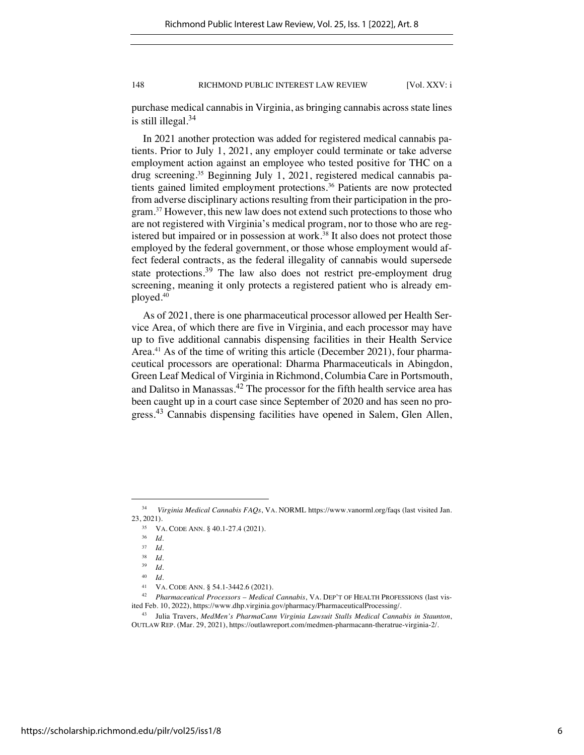purchase medical cannabis in Virginia, as bringing cannabis across state lines is still illegal.[34]

In 2021 another protection was added for registered medical cannabis patients. Prior to July 1, 2021, any employer could terminate or take adverse employment action against an employee who tested positive for THC on a drug screening.[35] Beginning July 1, 2021, registered medical cannabis patients gained limited employment protections.[36] Patients are now protected from adverse disciplinary actions resulting from their participation in the program.[37] However, this new law does not extend such protections to those who are not registered with Virginia's medical program, nor to those who are registered but impaired or in possession at work.[38] It also does not protect those employed by the federal government, or those whose employment would affect federal contracts, as the federal illegality of cannabis would supersede state protections.[39] The law also does not restrict pre-employment drug screening, meaning it only protects a registered patient who is already employed.[40]

As of 2021, there is one pharmaceutical processor allowed per Health Service Area, of which there are five in Virginia, and each processor may have up to five additional cannabis dispensing facilities in their Health Service Area.[41] As of the time of writing this article (December 2021), four pharmaceutical processors are operational: Dharma Pharmaceuticals in Abingdon, Green Leaf Medical of Virginia in Richmond, Columbia Care in Portsmouth, and Dalitso in Manassas.[42] The processor for the fifth health service area has been caught up in a court case since September of 2020 and has seen no progress.[43] Cannabis dispensing facilities have opened in Salem, Glen Allen,

---

[34] *Virginia Medical Cannabis FAQs*, VA. NORML https://www.vanorml.org/faqs (last visited Jan. 23, 2021).

[35] VA. CODE ANN. § 40.1-27.4 (2021).

[36] *Id.*

[37] *Id.*

[38] *Id.*

[39] *Id.*

[40] *Id.*

[41] VA. CODE ANN. § 54.1-3442.6 (2021).

[42] *Pharmaceutical Processors – Medical Cannabis*, VA. DEP'T OF HEALTH PROFESSIONS (last visited Feb. 10, 2022), https://www.dhp.virginia.gov/pharmacy/PharmaceuticalProcessing/.

[43] Julia Travers, *MedMen's PharmaCann Virginia Lawsuit Stalls Medical Cannabis in Staunton*, OUTLAW REP. (Mar. 29, 2021), https://outlawreport.com/medmen-pharmacann-theratrue-virginia-2/.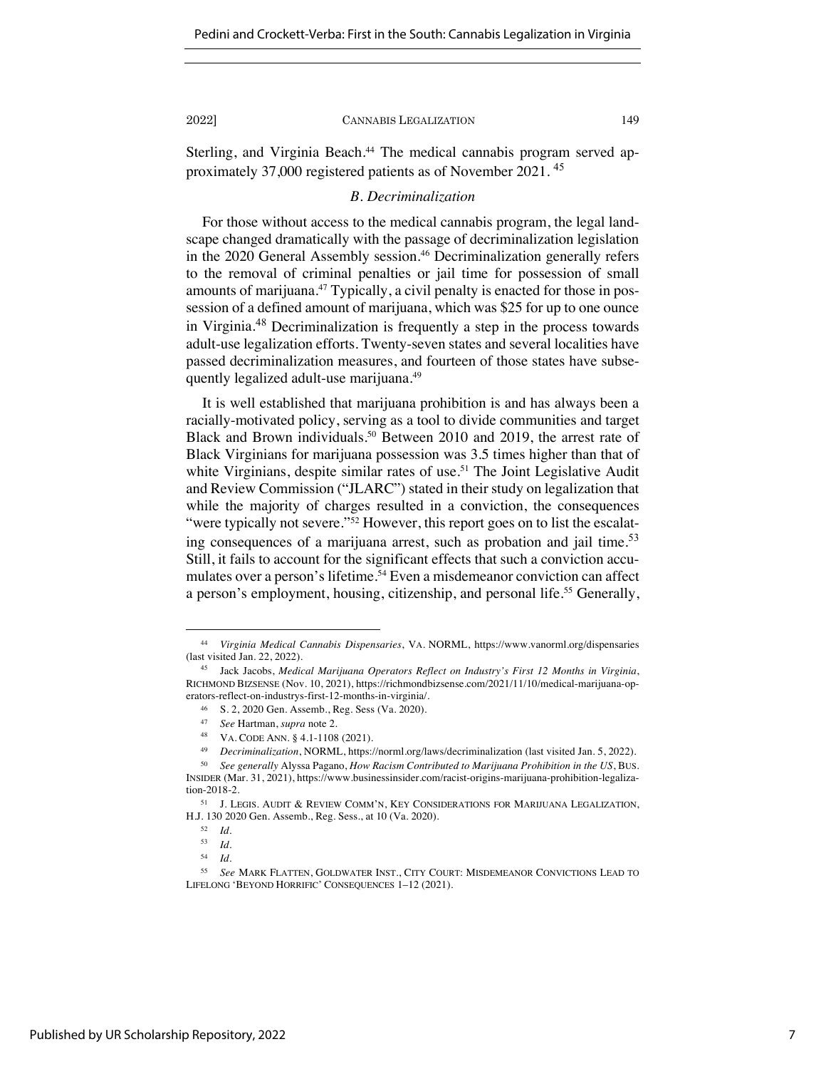Sterling, and Virginia Beach.[44] The medical cannabis program served approximately 37,000 registered patients as of November 2021. [45]

### *B. Decriminalization*

For those without access to the medical cannabis program, the legal landscape changed dramatically with the passage of decriminalization legislation in the 2020 General Assembly session.[46] Decriminalization generally refers to the removal of criminal penalties or jail time for possession of small amounts of marijuana.[47] Typically, a civil penalty is enacted for those in possession of a defined amount of marijuana, which was $25 for up to one ounce in Virginia.[48] Decriminalization is frequently a step in the process towards adult-use legalization efforts. Twenty-seven states and several localities have passed decriminalization measures, and fourteen of those states have subsequently legalized adult-use marijuana.[49]

It is well established that marijuana prohibition is and has always been a racially-motivated policy, serving as a tool to divide communities and target Black and Brown individuals.[50] Between 2010 and 2019, the arrest rate of Black Virginians for marijuana possession was 3.5 times higher than that of white Virginians, despite similar rates of use.[51] The Joint Legislative Audit and Review Commission ("JLARC") stated in their study on legalization that while the majority of charges resulted in a conviction, the consequences "were typically not severe."[52] However, this report goes on to list the escalating consequences of a marijuana arrest, such as probation and jail time.[53] Still, it fails to account for the significant effects that such a conviction accumulates over a person's lifetime.[54] Even a misdemeanor conviction can affect a person's employment, housing, citizenship, and personal life.[55] Generally,

---

[44] *Virginia Medical Cannabis Dispensaries*, VA. NORML, https://www.vanorml.org/dispensaries (last visited Jan. 22, 2022).

[45] Jack Jacobs, *Medical Marijuana Operators Reflect on Industry's First 12 Months in Virginia*, RICHMOND BIZSENSE (Nov. 10, 2021), https://richmondbizsense.com/2021/11/10/medical-marijuana-operators-reflect-on-industrys-first-12-months-in-virginia/.

[46] S. 2, 2020 Gen. Assemb., Reg. Sess (Va. 2020).

[47] *See* Hartman, *supra* note 2.

[48] VA. CODE ANN. § 4.1-1108 (2021).

[49] *Decriminalization*, NORML, https://norml.org/laws/decriminalization (last visited Jan. 5, 2022).

[50] *See generally* Alyssa Pagano, *How Racism Contributed to Marijuana Prohibition in the US*, BUS. INSIDER (Mar. 31, 2021), https://www.businessinsider.com/racist-origins-marijuana-prohibition-legalization-2018-2.

[51] J. LEGIS. AUDIT & REVIEW COMM'N, KEY CONSIDERATIONS FOR MARIJUANA LEGALIZATION, H.J. 130 2020 Gen. Assemb., Reg. Sess., at 10 (Va. 2020).

[52] *Id.*

[53] *Id.*

[54] *Id.*

[55] *See* MARK FLATTEN, GOLDWATER INST., CITY COURT: MISDEMEANOR CONVICTIONS LEAD TO LIFELONG 'BEYOND HORRIFIC' CONSEQUENCES 1–12 (2021).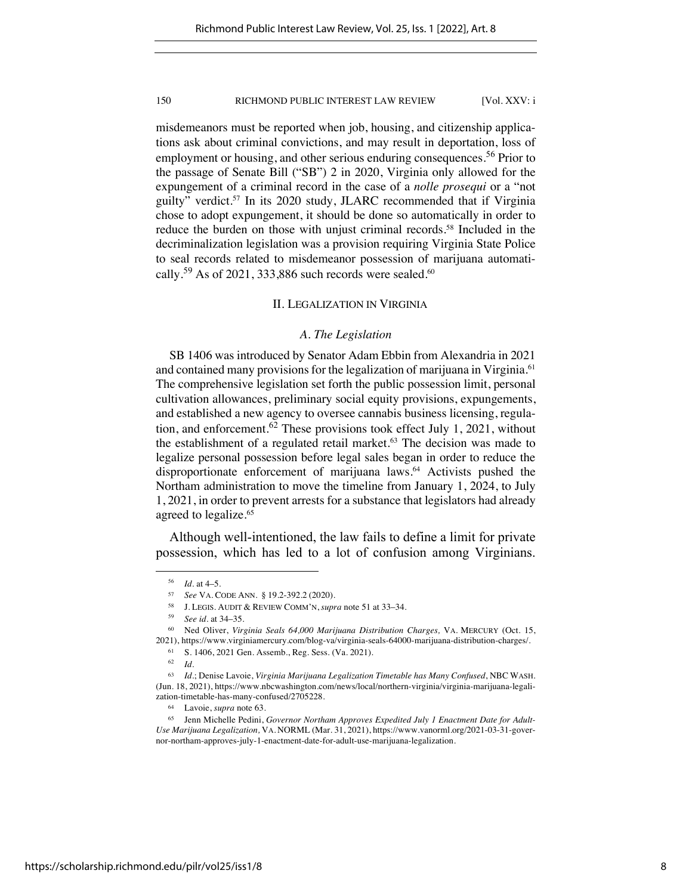misdemeanors must be reported when job, housing, and citizenship applications ask about criminal convictions, and may result in deportation, loss of employment or housing, and other serious enduring consequences.[56] Prior to the passage of Senate Bill ("SB") 2 in 2020, Virginia only allowed for the expungement of a criminal record in the case of a *nolle prosequi* or a "not guilty" verdict.[57] In its 2020 study, JLARC recommended that if Virginia chose to adopt expungement, it should be done so automatically in order to reduce the burden on those with unjust criminal records.[58] Included in the decriminalization legislation was a provision requiring Virginia State Police to seal records related to misdemeanor possession of marijuana automatically.[59] As of 2021, 333,886 such records were sealed.[60]

## II. LEGALIZATION IN VIRGINIA

### *A. The Legislation*

SB 1406 was introduced by Senator Adam Ebbin from Alexandria in 2021 and contained many provisions for the legalization of marijuana in Virginia.[61] The comprehensive legislation set forth the public possession limit, personal cultivation allowances, preliminary social equity provisions, expungements, and established a new agency to oversee cannabis business licensing, regulation, and enforcement.[62] These provisions took effect July 1, 2021, without the establishment of a regulated retail market.[63] The decision was made to legalize personal possession before legal sales began in order to reduce the disproportionate enforcement of marijuana laws.[64] Activists pushed the Northam administration to move the timeline from January 1, 2024, to July 1, 2021, in order to prevent arrests for a substance that legislators had already agreed to legalize.[65]

Although well-intentioned, the law fails to define a limit for private possession, which has led to a lot of confusion among Virginians.

---

[56] *Id.* at 4–5.

[57] *See* VA. CODE ANN. § 19.2-392.2 (2020).

[58] J. LEGIS. AUDIT & REVIEW COMM'N, *supra* note 51 at 33–34.

[59] *See id.* at 34–35.

[60] Ned Oliver, *Virginia Seals 64,000 Marijuana Distribution Charges,* VA. MERCURY (Oct. 15, 2021), https://www.virginiamercury.com/blog-va/virginia-seals-64000-marijuana-distribution-charges/.

[61] S. 1406, 2021 Gen. Assemb., Reg. Sess. (Va. 2021).

[62] *Id.*

[63] *Id.*; Denise Lavoie, *Virginia Marijuana Legalization Timetable has Many Confused*, NBC WASH. (Jun. 18, 2021), https://www.nbcwashington.com/news/local/northern-virginia/virginia-marijuana-legalization-timetable-has-many-confused/2705228.

[64] Lavoie, *supra* note 63.

[65] Jenn Michelle Pedini, *Governor Northam Approves Expedited July 1 Enactment Date for Adult-Use Marijuana Legalization,* VA. NORML (Mar. 31, 2021), https://www.vanorml.org/2021-03-31-governor-northam-approves-july-1-enactment-date-for-adult-use-marijuana-legalization.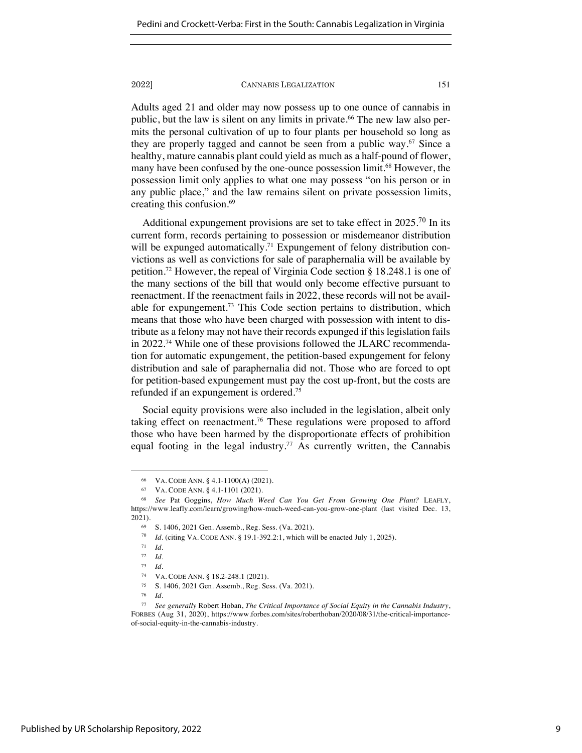Adults aged 21 and older may now possess up to one ounce of cannabis in public, but the law is silent on any limits in private.[66] The new law also permits the personal cultivation of up to four plants per household so long as they are properly tagged and cannot be seen from a public way.[67] Since a healthy, mature cannabis plant could yield as much as a half-pound of flower, many have been confused by the one-ounce possession limit.[68] However, the possession limit only applies to what one may possess "on his person or in any public place," and the law remains silent on private possession limits, creating this confusion.[69]

Additional expungement provisions are set to take effect in 2025.[70] In its current form, records pertaining to possession or misdemeanor distribution will be expunged automatically.[71] Expungement of felony distribution convictions as well as convictions for sale of paraphernalia will be available by petition.[72] However, the repeal of Virginia Code section § 18.248.1 is one of the many sections of the bill that would only become effective pursuant to reenactment. If the reenactment fails in 2022, these records will not be available for expungement.[73] This Code section pertains to distribution, which means that those who have been charged with possession with intent to distribute as a felony may not have their records expunged if this legislation fails in 2022.[74] While one of these provisions followed the JLARC recommendation for automatic expungement, the petition-based expungement for felony distribution and sale of paraphernalia did not. Those who are forced to opt for petition-based expungement must pay the cost up-front, but the costs are refunded if an expungement is ordered.[75]

Social equity provisions were also included in the legislation, albeit only taking effect on reenactment.[76] These regulations were proposed to afford those who have been harmed by the disproportionate effects of prohibition equal footing in the legal industry.[77] As currently written, the Cannabis

---

66. VA. CODE ANN. § 4.1-1100(A) (2021).
67. VA. CODE ANN. § 4.1-1101 (2021).
68. *See* Pat Goggins, *How Much Weed Can You Get From Growing One Plant?* LEAFLY, https://www.leafly.com/learn/growing/how-much-weed-can-you-grow-one-plant (last visited Dec. 13, 2021).
69. S. 1406, 2021 Gen. Assemb., Reg. Sess. (Va. 2021).
70. *Id.* (citing VA. CODE ANN. § 19.1-392.2:1, which will be enacted July 1, 2025).
71. *Id.*
72. *Id.*
73. *Id.*
74. VA. CODE ANN. § 18.2-248.1 (2021).
75. S. 1406, 2021 Gen. Assemb., Reg. Sess. (Va. 2021).
76. *Id.*
77. *See generally* Robert Hoban, *The Critical Importance of Social Equity in the Cannabis Industry*, FORBES (Aug 31, 2020), https://www.forbes.com/sites/roberthoban/2020/08/31/the-critical-importance-of-social-equity-in-the-cannabis-industry.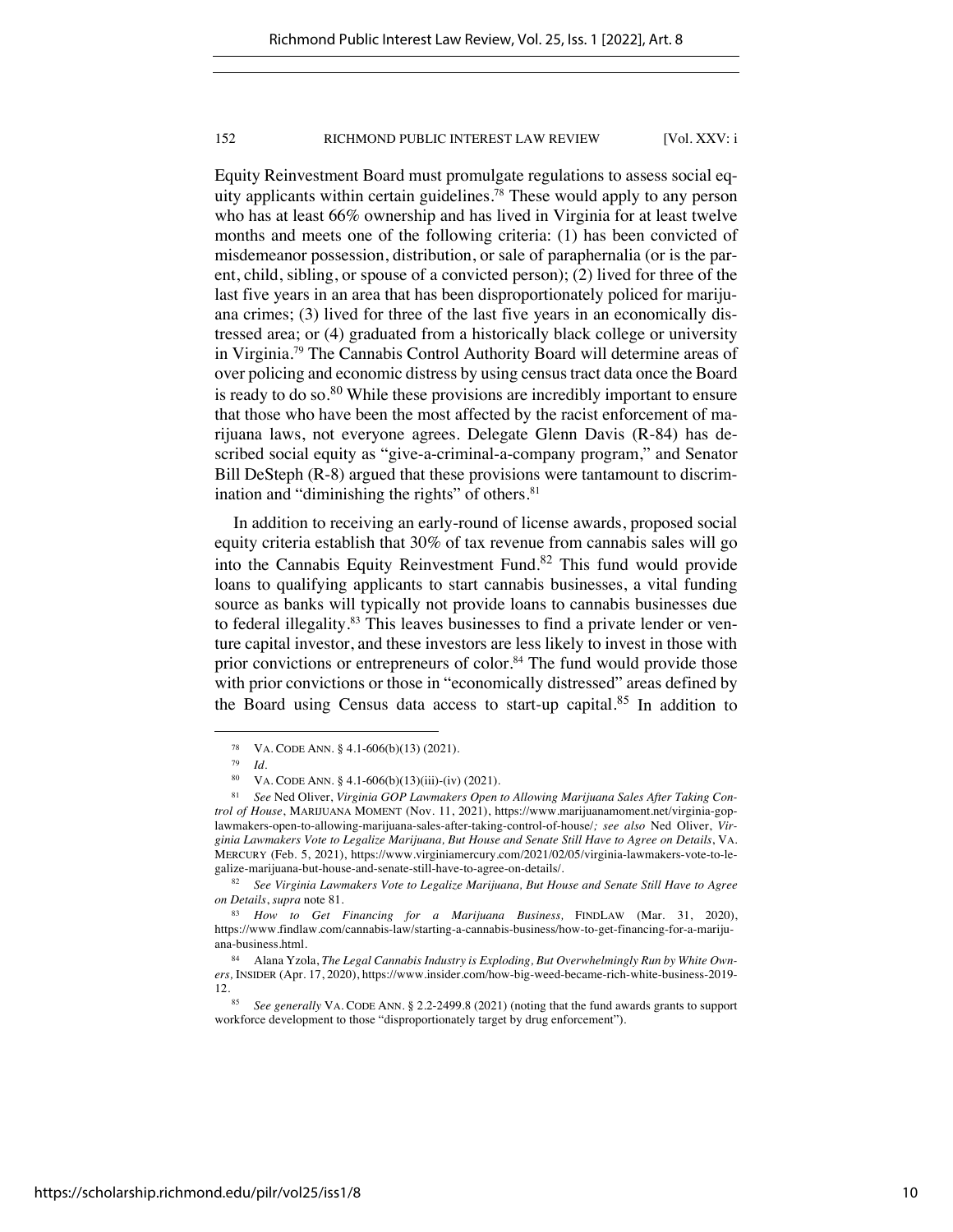Equity Reinvestment Board must promulgate regulations to assess social equity applicants within certain guidelines.[78] These would apply to any person who has at least 66% ownership and has lived in Virginia for at least twelve months and meets one of the following criteria: (1) has been convicted of misdemeanor possession, distribution, or sale of paraphernalia (or is the parent, child, sibling, or spouse of a convicted person); (2) lived for three of the last five years in an area that has been disproportionately policed for marijuana crimes; (3) lived for three of the last five years in an economically distressed area; or (4) graduated from a historically black college or university in Virginia.[79] The Cannabis Control Authority Board will determine areas of over policing and economic distress by using census tract data once the Board is ready to do so.[80] While these provisions are incredibly important to ensure that those who have been the most affected by the racist enforcement of marijuana laws, not everyone agrees. Delegate Glenn Davis (R-84) has described social equity as "give-a-criminal-a-company program," and Senator Bill DeSteph (R-8) argued that these provisions were tantamount to discrimination and "diminishing the rights" of others.[81]

In addition to receiving an early-round of license awards, proposed social equity criteria establish that 30% of tax revenue from cannabis sales will go into the Cannabis Equity Reinvestment Fund.[82] This fund would provide loans to qualifying applicants to start cannabis businesses, a vital funding source as banks will typically not provide loans to cannabis businesses due to federal illegality.[83] This leaves businesses to find a private lender or venture capital investor, and these investors are less likely to invest in those with prior convictions or entrepreneurs of color.[84] The fund would provide those with prior convictions or those in "economically distressed" areas defined by the Board using Census data access to start-up capital.[85] In addition to

---

[78] VA. CODE ANN. § 4.1-606(b)(13) (2021).

[79] *Id.*

[80] VA. CODE ANN. § 4.1-606(b)(13)(iii)-(iv) (2021).

[81] *See* Ned Oliver, *Virginia GOP Lawmakers Open to Allowing Marijuana Sales After Taking Control of House*, MARIJUANA MOMENT (Nov. 11, 2021), https://www.marijuanamoment.net/virginia-gop-lawmakers-open-to-allowing-marijuana-sales-after-taking-control-of-house/*; see also* Ned Oliver, *Virginia Lawmakers Vote to Legalize Marijuana, But House and Senate Still Have to Agree on Details*, VA. MERCURY (Feb. 5, 2021), https://www.virginiamercury.com/2021/02/05/virginia-lawmakers-vote-to-legalize-marijuana-but-house-and-senate-still-have-to-agree-on-details/.

[82] *See Virginia Lawmakers Vote to Legalize Marijuana, But House and Senate Still Have to Agree on Details*, *supra* note 81.

[83] *How to Get Financing for a Marijuana Business,* FINDLAW (Mar. 31, 2020), https://www.findlaw.com/cannabis-law/starting-a-cannabis-business/how-to-get-financing-for-a-marijuana-business.html.

[84] Alana Yzola, *The Legal Cannabis Industry is Exploding, But Overwhelmingly Run by White Owners,* INSIDER (Apr. 17, 2020), https://www.insider.com/how-big-weed-became-rich-white-business-2019-12.

[85] *See generally* VA. CODE ANN. § 2.2-2499.8 (2021) (noting that the fund awards grants to support workforce development to those "disproportionately target by drug enforcement").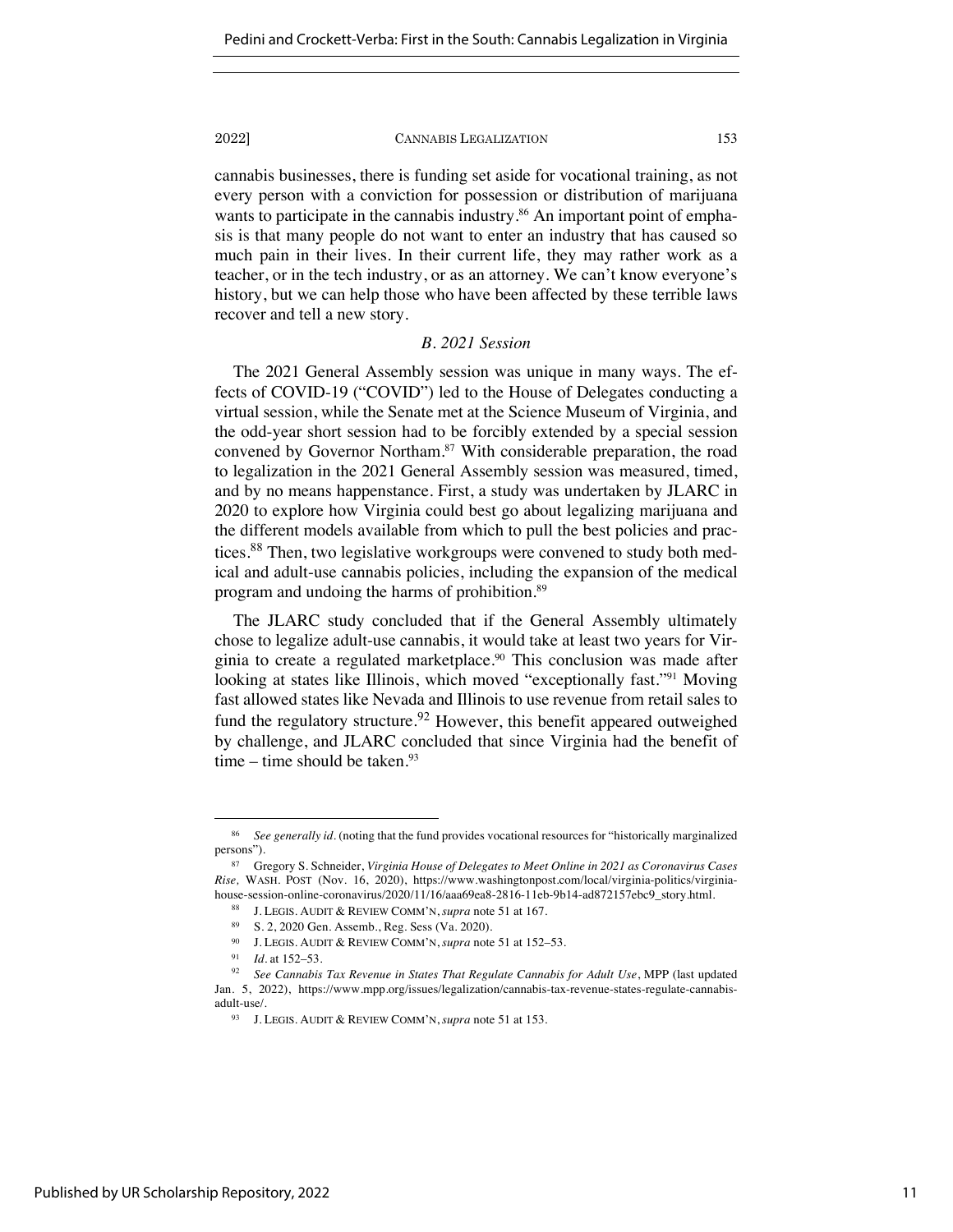cannabis businesses, there is funding set aside for vocational training, as not every person with a conviction for possession or distribution of marijuana wants to participate in the cannabis industry.[86] An important point of emphasis is that many people do not want to enter an industry that has caused so much pain in their lives. In their current life, they may rather work as a teacher, or in the tech industry, or as an attorney. We can't know everyone's history, but we can help those who have been affected by these terrible laws recover and tell a new story.

### *B. 2021 Session*

The 2021 General Assembly session was unique in many ways. The effects of COVID-19 ("COVID") led to the House of Delegates conducting a virtual session, while the Senate met at the Science Museum of Virginia, and the odd-year short session had to be forcibly extended by a special session convened by Governor Northam.[87] With considerable preparation, the road to legalization in the 2021 General Assembly session was measured, timed, and by no means happenstance. First, a study was undertaken by JLARC in 2020 to explore how Virginia could best go about legalizing marijuana and the different models available from which to pull the best policies and practices.[88] Then, two legislative workgroups were convened to study both medical and adult-use cannabis policies, including the expansion of the medical program and undoing the harms of prohibition.[89]

The JLARC study concluded that if the General Assembly ultimately chose to legalize adult-use cannabis, it would take at least two years for Virginia to create a regulated marketplace.[90] This conclusion was made after looking at states like Illinois, which moved "exceptionally fast."[91] Moving fast allowed states like Nevada and Illinois to use revenue from retail sales to fund the regulatory structure.[92] However, this benefit appeared outweighed by challenge, and JLARC concluded that since Virginia had the benefit of time – time should be taken.[93]

---

[86] *See generally id.* (noting that the fund provides vocational resources for "historically marginalized persons").

[87] Gregory S. Schneider, *Virginia House of Delegates to Meet Online in 2021 as Coronavirus Cases Rise,* WASH. POST (Nov. 16, 2020), https://www.washingtonpost.com/local/virginia-politics/virginia-house-session-online-coronavirus/2020/11/16/aaa69ea8-2816-11eb-9b14-ad872157ebc9_story.html.

[88] J. LEGIS. AUDIT & REVIEW COMM'N, *supra* note 51 at 167.

[89] S. 2, 2020 Gen. Assemb., Reg. Sess (Va. 2020).

[90] J. LEGIS. AUDIT & REVIEW COMM'N, *supra* note 51 at 152–53.

[91] *Id.* at 152–53.

[92] *See Cannabis Tax Revenue in States That Regulate Cannabis for Adult Use*, MPP (last updated Jan. 5, 2022), https://www.mpp.org/issues/legalization/cannabis-tax-revenue-states-regulate-cannabis-adult-use/.

[93] J. LEGIS. AUDIT & REVIEW COMM'N, *supra* note 51 at 153.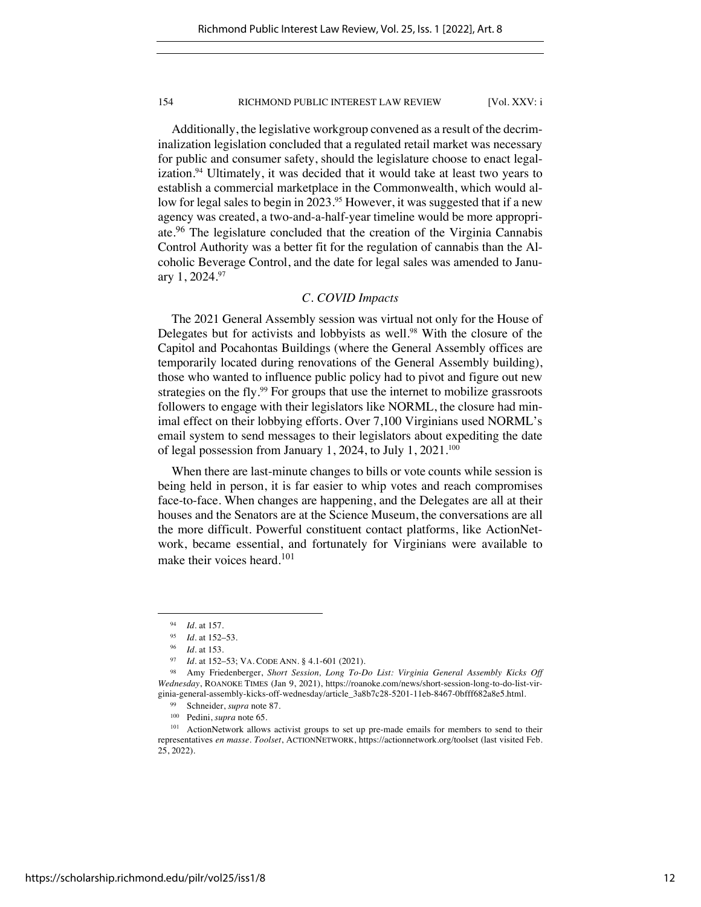Additionally, the legislative workgroup convened as a result of the decriminalization legislation concluded that a regulated retail market was necessary for public and consumer safety, should the legislature choose to enact legalization.[94] Ultimately, it was decided that it would take at least two years to establish a commercial marketplace in the Commonwealth, which would allow for legal sales to begin in 2023.[95] However, it was suggested that if a new agency was created, a two-and-a-half-year timeline would be more appropriate.[96] The legislature concluded that the creation of the Virginia Cannabis Control Authority was a better fit for the regulation of cannabis than the Alcoholic Beverage Control, and the date for legal sales was amended to January 1, 2024.[97]

### *C. COVID Impacts*

The 2021 General Assembly session was virtual not only for the House of Delegates but for activists and lobbyists as well.[98] With the closure of the Capitol and Pocahontas Buildings (where the General Assembly offices are temporarily located during renovations of the General Assembly building), those who wanted to influence public policy had to pivot and figure out new strategies on the fly.[99] For groups that use the internet to mobilize grassroots followers to engage with their legislators like NORML, the closure had minimal effect on their lobbying efforts. Over 7,100 Virginians used NORML's email system to send messages to their legislators about expediting the date of legal possession from January 1, 2024, to July 1, 2021.[100]

When there are last-minute changes to bills or vote counts while session is being held in person, it is far easier to whip votes and reach compromises face-to-face. When changes are happening, and the Delegates are all at their houses and the Senators are at the Science Museum, the conversations are all the more difficult. Powerful constituent contact platforms, like ActionNetwork, became essential, and fortunately for Virginians were available to make their voices heard.[101]

---

[94] *Id.* at 157.

[95] *Id.* at 152–53.

[96] *Id.* at 153.

[97] *Id.* at 152–53; VA. CODE ANN. § 4.1-601 (2021).

[98] Amy Friedenberger, *Short Session, Long To-Do List: Virginia General Assembly Kicks Off Wednesday*, ROANOKE TIMES (Jan 9, 2021), https://roanoke.com/news/short-session-long-to-do-list-virginia-general-assembly-kicks-off-wednesday/article_3a8b7c28-5201-11eb-8467-0bfff682a8e5.html.

[99] Schneider, *supra* note 87.

[100] Pedini, *supra* note 65.

[101] ActionNetwork allows activist groups to set up pre-made emails for members to send to their representatives *en masse*. *Toolset*, ACTIONNETWORK, https://actionnetwork.org/toolset (last visited Feb. 25, 2022).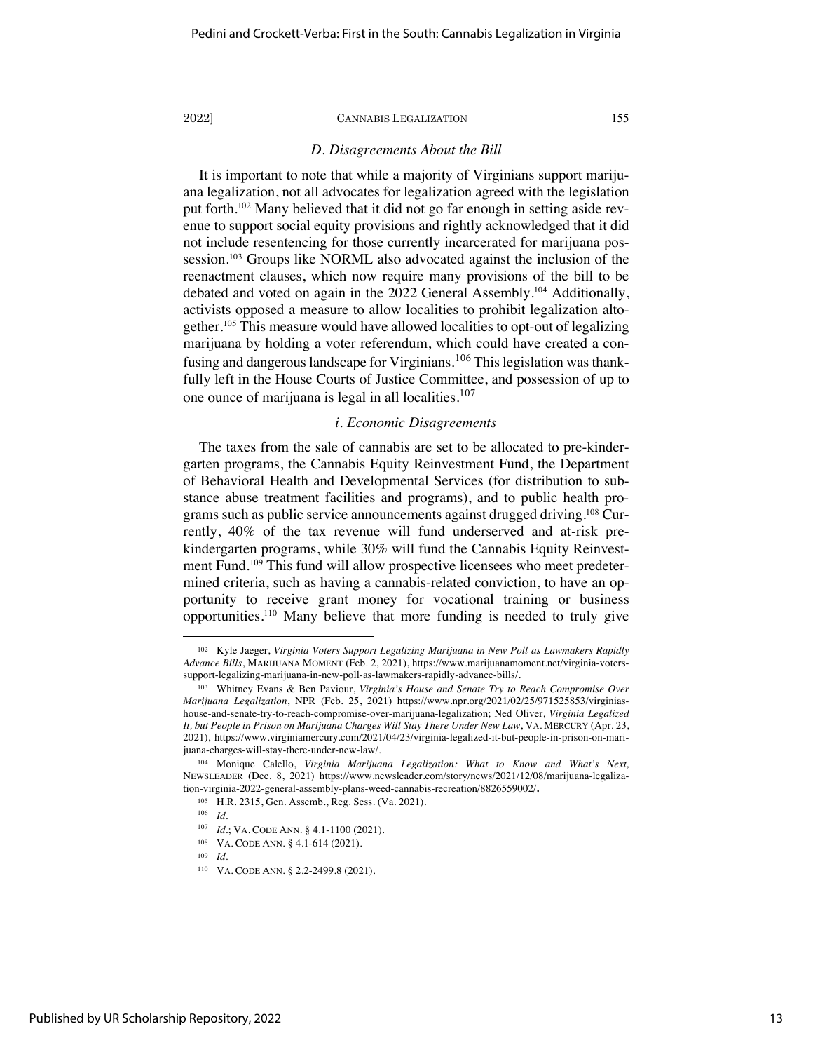### *D. Disagreements About the Bill*

It is important to note that while a majority of Virginians support marijuana legalization, not all advocates for legalization agreed with the legislation put forth.[102] Many believed that it did not go far enough in setting aside revenue to support social equity provisions and rightly acknowledged that it did not include resentencing for those currently incarcerated for marijuana possession.[103] Groups like NORML also advocated against the inclusion of the reenactment clauses, which now require many provisions of the bill to be debated and voted on again in the 2022 General Assembly.[104] Additionally, activists opposed a measure to allow localities to prohibit legalization altogether.[105] This measure would have allowed localities to opt-out of legalizing marijuana by holding a voter referendum, which could have created a confusing and dangerous landscape for Virginians.[106] This legislation was thankfully left in the House Courts of Justice Committee, and possession of up to one ounce of marijuana is legal in all localities.[107]

#### *i. Economic Disagreements*

The taxes from the sale of cannabis are set to be allocated to pre-kindergarten programs, the Cannabis Equity Reinvestment Fund, the Department of Behavioral Health and Developmental Services (for distribution to substance abuse treatment facilities and programs), and to public health programs such as public service announcements against drugged driving.[108] Currently, 40% of the tax revenue will fund underserved and at-risk prekindergarten programs, while 30% will fund the Cannabis Equity Reinvestment Fund.[109] This fund will allow prospective licensees who meet predetermined criteria, such as having a cannabis-related conviction, to have an opportunity to receive grant money for vocational training or business opportunities.[110] Many believe that more funding is needed to truly give

---

[102] Kyle Jaeger, *Virginia Voters Support Legalizing Marijuana in New Poll as Lawmakers Rapidly Advance Bills*, MARIJUANA MOMENT (Feb. 2, 2021), https://www.marijuanamoment.net/virginia-voters-support-legalizing-marijuana-in-new-poll-as-lawmakers-rapidly-advance-bills/.

[103] Whitney Evans & Ben Paviour, *Virginia's House and Senate Try to Reach Compromise Over Marijuana Legalization*, NPR (Feb. 25, 2021) https://www.npr.org/2021/02/25/971525853/virginias-house-and-senate-try-to-reach-compromise-over-marijuana-legalization; Ned Oliver, *Virginia Legalized It, but People in Prison on Marijuana Charges Will Stay There Under New Law*, VA. MERCURY (Apr. 23, 2021), https://www.virginiamercury.com/2021/04/23/virginia-legalized-it-but-people-in-prison-on-marijuana-charges-will-stay-there-under-new-law/.

[104] Monique Calello, *Virginia Marijuana Legalization: What to Know and What's Next,* NEWSLEADER (Dec. 8, 2021) https://www.newsleader.com/story/news/2021/12/08/marijuana-legalization-virginia-2022-general-assembly-plans-weed-cannabis-recreation/8826559002/**.**

[105] H.R. 2315, Gen. Assemb., Reg. Sess. (Va. 2021).

[106] *Id.*

[107] *Id.*; VA. CODE ANN. § 4.1-1100 (2021).

[108] VA. CODE ANN. § 4.1-614 (2021).

[109] *Id.*

[110] VA. CODE ANN. § 2.2-2499.8 (2021).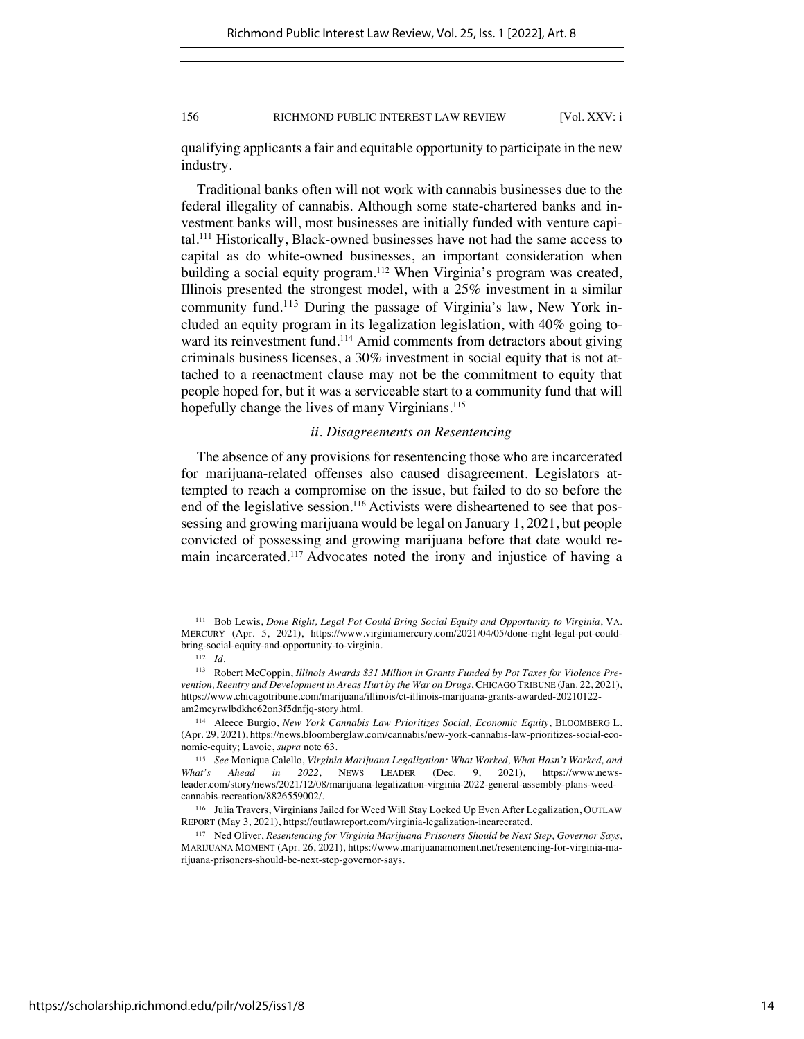qualifying applicants a fair and equitable opportunity to participate in the new industry.

Traditional banks often will not work with cannabis businesses due to the federal illegality of cannabis. Although some state-chartered banks and investment banks will, most businesses are initially funded with venture capital.[111] Historically, Black-owned businesses have not had the same access to capital as do white-owned businesses, an important consideration when building a social equity program.[112] When Virginia's program was created, Illinois presented the strongest model, with a 25% investment in a similar community fund.[113] During the passage of Virginia's law, New York included an equity program in its legalization legislation, with 40% going toward its reinvestment fund.[114] Amid comments from detractors about giving criminals business licenses, a 30% investment in social equity that is not attached to a reenactment clause may not be the commitment to equity that people hoped for, but it was a serviceable start to a community fund that will hopefully change the lives of many Virginians.[115]

### *ii. Disagreements on Resentencing*

The absence of any provisions for resentencing those who are incarcerated for marijuana-related offenses also caused disagreement. Legislators attempted to reach a compromise on the issue, but failed to do so before the end of the legislative session.[116] Activists were disheartened to see that possessing and growing marijuana would be legal on January 1, 2021, but people convicted of possessing and growing marijuana before that date would remain incarcerated.[117] Advocates noted the irony and injustice of having a

---

[111] Bob Lewis, *Done Right, Legal Pot Could Bring Social Equity and Opportunity to Virginia*, VA. MERCURY (Apr. 5, 2021), https://www.virginiamercury.com/2021/04/05/done-right-legal-pot-could-bring-social-equity-and-opportunity-to-virginia.

[112] *Id.*

[113] Robert McCoppin, *Illinois Awards $31 Million in Grants Funded by Pot Taxes for Violence Prevention, Reentry and Development in Areas Hurt by the War on Drugs*, CHICAGO TRIBUNE (Jan. 22, 2021), https://www.chicagotribune.com/marijuana/illinois/ct-illinois-marijuana-grants-awarded-20210122-am2meyrwlbdkhc62on3f5dnfjq-story.html.

[114] Aleece Burgio, *New York Cannabis Law Prioritizes Social, Economic Equity*, BLOOMBERG L. (Apr. 29, 2021), https://news.bloomberglaw.com/cannabis/new-york-cannabis-law-prioritizes-social-economic-equity; Lavoie, *supra* note 63.

[115] *See* Monique Calello, *Virginia Marijuana Legalization: What Worked, What Hasn't Worked, and What's Ahead in 2022*, NEWS LEADER (Dec. 9, 2021), https://www.newsleader.com/story/news/2021/12/08/marijuana-legalization-virginia-2022-general-assembly-plans-weed-cannabis-recreation/8826559002/.

[116] Julia Travers, Virginians Jailed for Weed Will Stay Locked Up Even After Legalization, OUTLAW REPORT (May 3, 2021), https://outlawreport.com/virginia-legalization-incarcerated.

[117] Ned Oliver, *Resentencing for Virginia Marijuana Prisoners Should be Next Step, Governor Says*, MARIJUANA MOMENT (Apr. 26, 2021), https://www.marijuanamoment.net/resentencing-for-virginia-marijuana-prisoners-should-be-next-step-governor-says.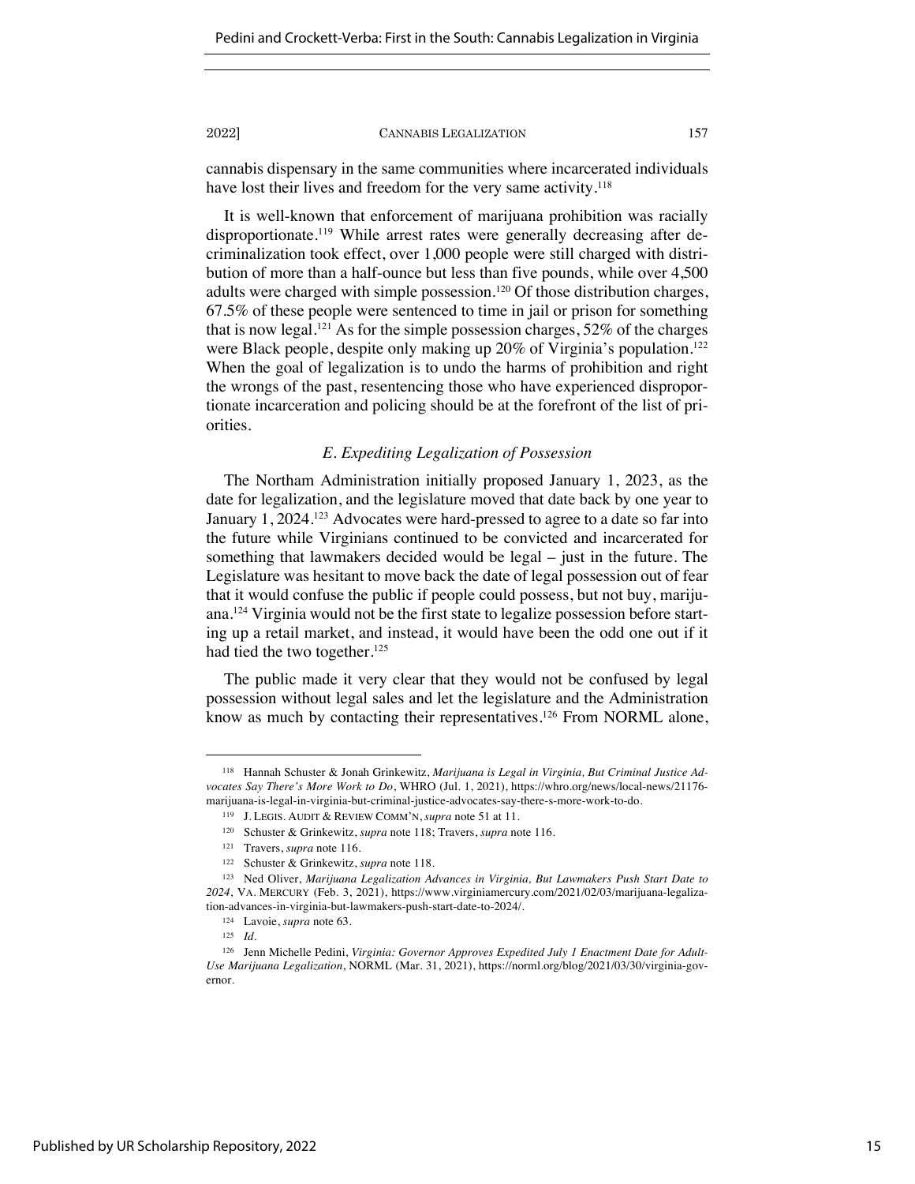cannabis dispensary in the same communities where incarcerated individuals have lost their lives and freedom for the very same activity.[118]

It is well-known that enforcement of marijuana prohibition was racially disproportionate.[119] While arrest rates were generally decreasing after decriminalization took effect, over 1,000 people were still charged with distribution of more than a half-ounce but less than five pounds, while over 4,500 adults were charged with simple possession.[120] Of those distribution charges, 67.5% of these people were sentenced to time in jail or prison for something that is now legal.[121] As for the simple possession charges, 52% of the charges were Black people, despite only making up 20% of Virginia's population.[122] When the goal of legalization is to undo the harms of prohibition and right the wrongs of the past, resentencing those who have experienced disproportionate incarceration and policing should be at the forefront of the list of priorities.

### *E. Expediting Legalization of Possession*

The Northam Administration initially proposed January 1, 2023, as the date for legalization, and the legislature moved that date back by one year to January 1, 2024.[123] Advocates were hard-pressed to agree to a date so far into the future while Virginians continued to be convicted and incarcerated for something that lawmakers decided would be legal – just in the future. The Legislature was hesitant to move back the date of legal possession out of fear that it would confuse the public if people could possess, but not buy, marijuana.[124] Virginia would not be the first state to legalize possession before starting up a retail market, and instead, it would have been the odd one out if it had tied the two together.[125]

The public made it very clear that they would not be confused by legal possession without legal sales and let the legislature and the Administration know as much by contacting their representatives.[126] From NORML alone,

---

[118] Hannah Schuster & Jonah Grinkewitz, *Marijuana is Legal in Virginia, But Criminal Justice Advocates Say There's More Work to Do*, WHRO (Jul. 1, 2021), https://whro.org/news/local-news/21176-marijuana-is-legal-in-virginia-but-criminal-justice-advocates-say-there-s-more-work-to-do.

[119] J. LEGIS. AUDIT & REVIEW COMM'N, *supra* note 51 at 11.

[120] Schuster & Grinkewitz, *supra* note 118; Travers, *supra* note 116.

[121] Travers, *supra* note 116.

[122] Schuster & Grinkewitz, *supra* note 118.

[123] Ned Oliver, *Marijuana Legalization Advances in Virginia, But Lawmakers Push Start Date to 2024*, VA. MERCURY (Feb. 3, 2021), https://www.virginiamercury.com/2021/02/03/marijuana-legalization-advances-in-virginia-but-lawmakers-push-start-date-to-2024/.

[124] Lavoie, *supra* note 63.

[125] *Id.*

[126] Jenn Michelle Pedini, *Virginia: Governor Approves Expedited July 1 Enactment Date for Adult-Use Marijuana Legalization*, NORML (Mar. 31, 2021), https://norml.org/blog/2021/03/30/virginia-governor.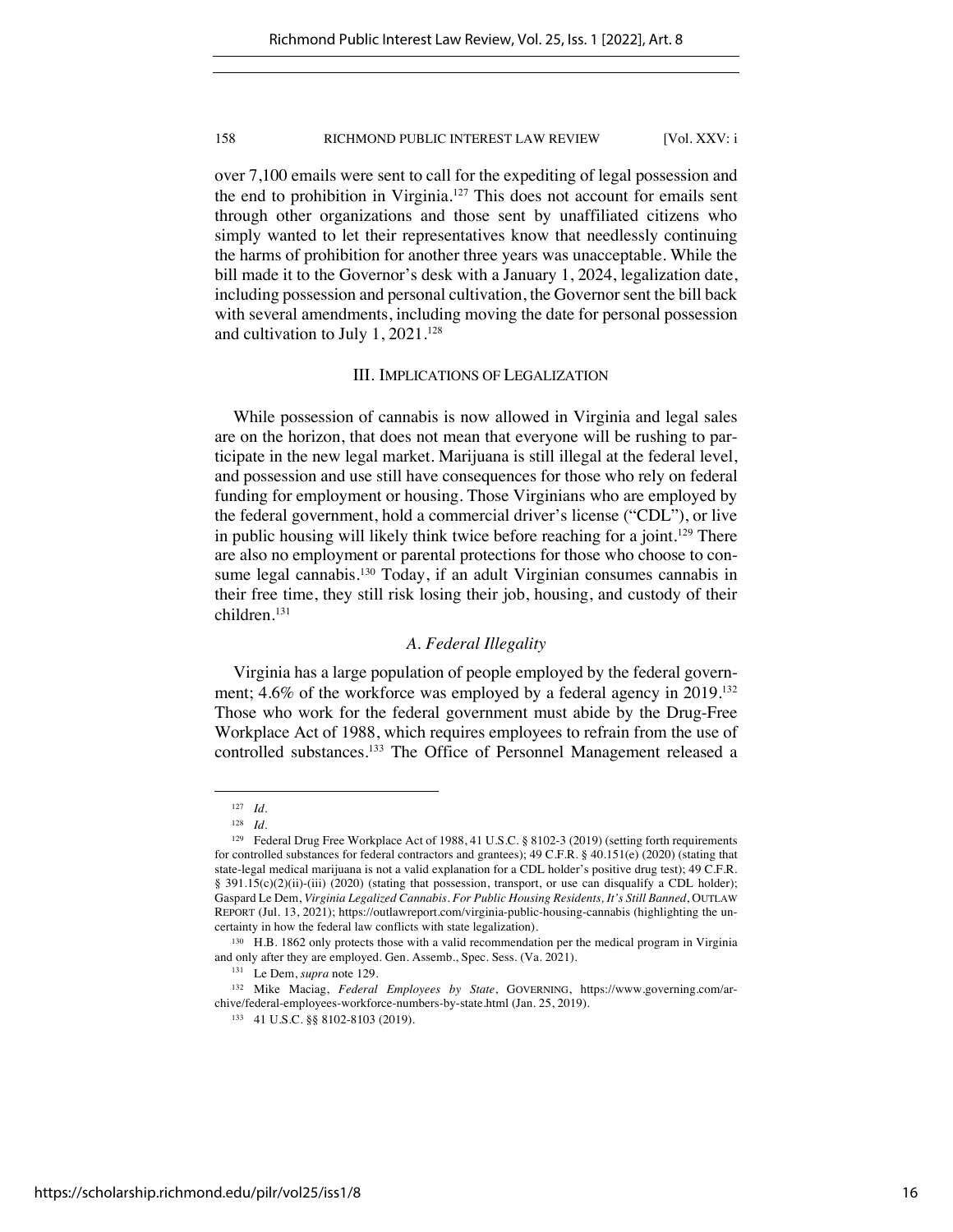over 7,100 emails were sent to call for the expediting of legal possession and the end to prohibition in Virginia.[127] This does not account for emails sent through other organizations and those sent by unaffiliated citizens who simply wanted to let their representatives know that needlessly continuing the harms of prohibition for another three years was unacceptable. While the bill made it to the Governor's desk with a January 1, 2024, legalization date, including possession and personal cultivation, the Governor sent the bill back with several amendments, including moving the date for personal possession and cultivation to July 1, 2021.[128]

## III. IMPLICATIONS OF LEGALIZATION

While possession of cannabis is now allowed in Virginia and legal sales are on the horizon, that does not mean that everyone will be rushing to participate in the new legal market. Marijuana is still illegal at the federal level, and possession and use still have consequences for those who rely on federal funding for employment or housing. Those Virginians who are employed by the federal government, hold a commercial driver's license ("CDL"), or live in public housing will likely think twice before reaching for a joint.[129] There are also no employment or parental protections for those who choose to consume legal cannabis.[130] Today, if an adult Virginian consumes cannabis in their free time, they still risk losing their job, housing, and custody of their children.[131]

### *A. Federal Illegality*

Virginia has a large population of people employed by the federal government; 4.6% of the workforce was employed by a federal agency in 2019.[132] Those who work for the federal government must abide by the Drug-Free Workplace Act of 1988, which requires employees to refrain from the use of controlled substances.[133] The Office of Personnel Management released a

---

[127] *Id.*

[128] *Id.*

[129] Federal Drug Free Workplace Act of 1988, 41 U.S.C. § 8102-3 (2019) (setting forth requirements for controlled substances for federal contractors and grantees); 49 C.F.R. § 40.151(e) (2020) (stating that state-legal medical marijuana is not a valid explanation for a CDL holder's positive drug test); 49 C.F.R. § 391.15(c)(2)(ii)-(iii) (2020) (stating that possession, transport, or use can disqualify a CDL holder); Gaspard Le Dem, *Virginia Legalized Cannabis. For Public Housing Residents, It's Still Banned*, OUTLAW REPORT (Jul. 13, 2021); https://outlawreport.com/virginia-public-housing-cannabis (highlighting the uncertainty in how the federal law conflicts with state legalization).

[130] H.B. 1862 only protects those with a valid recommendation per the medical program in Virginia and only after they are employed. Gen. Assemb., Spec. Sess. (Va. 2021).

[131] Le Dem, *supra* note 129.

[132] Mike Maciag, *Federal Employees by State*, GOVERNING, https://www.governing.com/archive/federal-employees-workforce-numbers-by-state.html (Jan. 25, 2019).

[133] 41 U.S.C. §§ 8102-8103 (2019).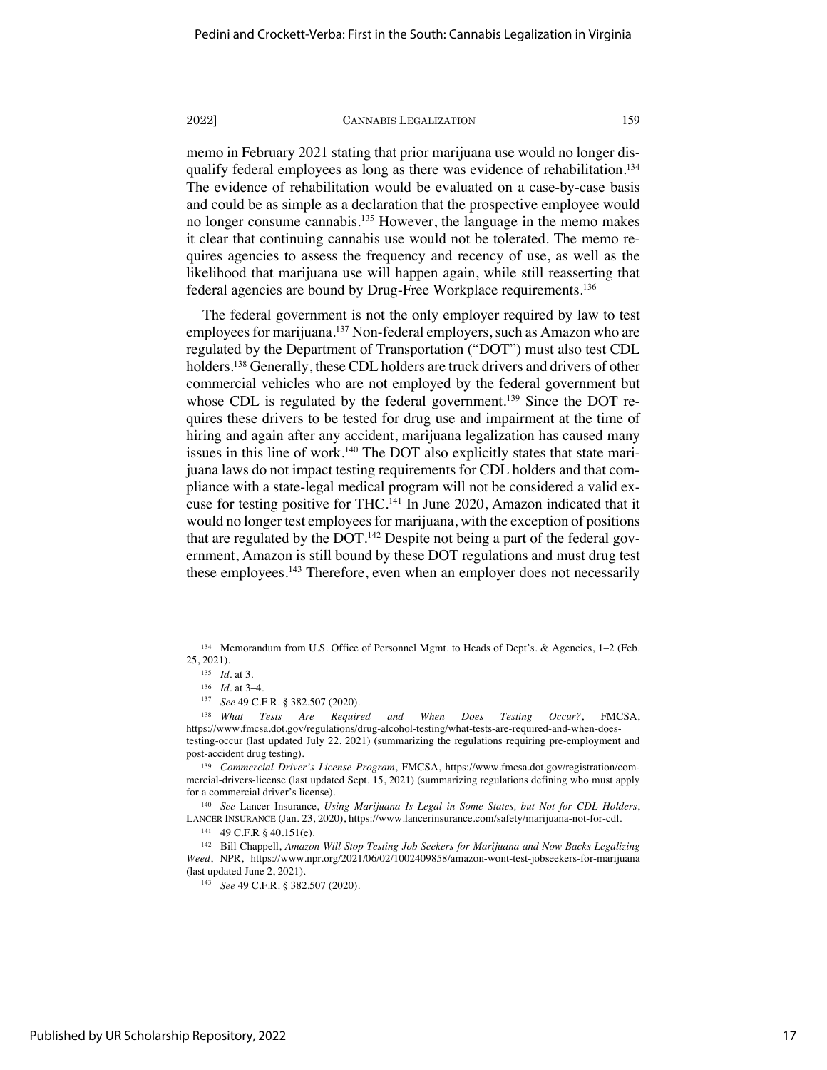memo in February 2021 stating that prior marijuana use would no longer disqualify federal employees as long as there was evidence of rehabilitation.[134] The evidence of rehabilitation would be evaluated on a case-by-case basis and could be as simple as a declaration that the prospective employee would no longer consume cannabis.[135] However, the language in the memo makes it clear that continuing cannabis use would not be tolerated. The memo requires agencies to assess the frequency and recency of use, as well as the likelihood that marijuana use will happen again, while still reasserting that federal agencies are bound by Drug-Free Workplace requirements.[136]

The federal government is not the only employer required by law to test employees for marijuana.[137] Non-federal employers, such as Amazon who are regulated by the Department of Transportation ("DOT") must also test CDL holders.[138] Generally, these CDL holders are truck drivers and drivers of other commercial vehicles who are not employed by the federal government but whose CDL is regulated by the federal government.[139] Since the DOT requires these drivers to be tested for drug use and impairment at the time of hiring and again after any accident, marijuana legalization has caused many issues in this line of work.[140] The DOT also explicitly states that state marijuana laws do not impact testing requirements for CDL holders and that compliance with a state-legal medical program will not be considered a valid excuse for testing positive for THC.[141] In June 2020, Amazon indicated that it would no longer test employees for marijuana, with the exception of positions that are regulated by the DOT.[142] Despite not being a part of the federal government, Amazon is still bound by these DOT regulations and must drug test these employees.[143] Therefore, even when an employer does not necessarily

---

[134] Memorandum from U.S. Office of Personnel Mgmt. to Heads of Dept's. & Agencies, 1–2 (Feb. 25, 2021).

[135] *Id.* at 3.

[136] *Id.* at 3–4.

[137] *See* 49 C.F.R. § 382.507 (2020).

[138] *What Tests Are Required and When Does Testing Occur?*, FMCSA, https://www.fmcsa.dot.gov/regulations/drug-alcohol-testing/what-tests-are-required-and-when-does-testing-occur (last updated July 22, 2021) (summarizing the regulations requiring pre-employment and post-accident drug testing).

[139] *Commercial Driver's License Program*, FMCSA, https://www.fmcsa.dot.gov/registration/commercial-drivers-license (last updated Sept. 15, 2021) (summarizing regulations defining who must apply for a commercial driver's license).

[140] *See* Lancer Insurance, *Using Marijuana Is Legal in Some States, but Not for CDL Holders*, LANCER INSURANCE (Jan. 23, 2020), https://www.lancerinsurance.com/safety/marijuana-not-for-cdl.

[141] 49 C.F.R § 40.151(e).

[142] Bill Chappell, *Amazon Will Stop Testing Job Seekers for Marijuana and Now Backs Legalizing Weed*, NPR, https://www.npr.org/2021/06/02/1002409858/amazon-wont-test-jobseekers-for-marijuana (last updated June 2, 2021).

[143] *See* 49 C.F.R. § 382.507 (2020).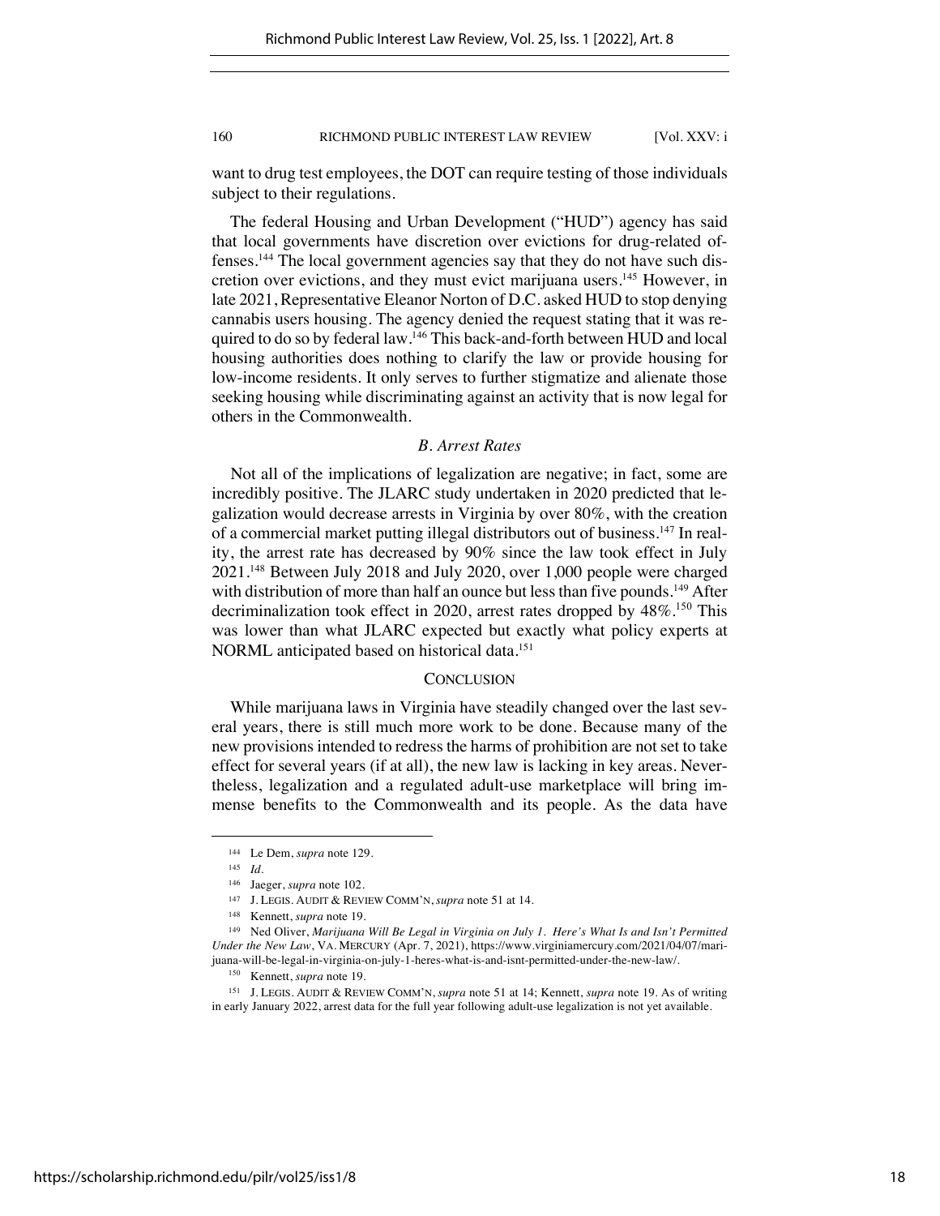want to drug test employees, the DOT can require testing of those individuals subject to their regulations.

The federal Housing and Urban Development ("HUD") agency has said that local governments have discretion over evictions for drug-related offenses.[144] The local government agencies say that they do not have such discretion over evictions, and they must evict marijuana users.[145] However, in late 2021, Representative Eleanor Norton of D.C. asked HUD to stop denying cannabis users housing. The agency denied the request stating that it was required to do so by federal law.[146] This back-and-forth between HUD and local housing authorities does nothing to clarify the law or provide housing for low-income residents. It only serves to further stigmatize and alienate those seeking housing while discriminating against an activity that is now legal for others in the Commonwealth.

### *B. Arrest Rates*

Not all of the implications of legalization are negative; in fact, some are incredibly positive. The JLARC study undertaken in 2020 predicted that legalization would decrease arrests in Virginia by over 80%, with the creation of a commercial market putting illegal distributors out of business.[147] In reality, the arrest rate has decreased by 90% since the law took effect in July 2021.[148] Between July 2018 and July 2020, over 1,000 people were charged with distribution of more than half an ounce but less than five pounds.[149] After decriminalization took effect in 2020, arrest rates dropped by 48%.[150] This was lower than what JLARC expected but exactly what policy experts at NORML anticipated based on historical data.[151]

## CONCLUSION

While marijuana laws in Virginia have steadily changed over the last several years, there is still much more work to be done. Because many of the new provisions intended to redress the harms of prohibition are not set to take effect for several years (if at all), the new law is lacking in key areas. Nevertheless, legalization and a regulated adult-use marketplace will bring immense benefits to the Commonwealth and its people. As the data have

---

[144] Le Dem, *supra* note 129.

[145] *Id.*

[146] Jaeger, *supra* note 102.

[147] J. LEGIS. AUDIT & REVIEW COMM'N, *supra* note 51 at 14.

[148] Kennett, *supra* note 19.

[149] Ned Oliver, *Marijuana Will Be Legal in Virginia on July 1. Here's What Is and Isn't Permitted Under the New Law*, VA. MERCURY (Apr. 7, 2021), https://www.virginiamercury.com/2021/04/07/marijuana-will-be-legal-in-virginia-on-july-1-heres-what-is-and-isnt-permitted-under-the-new-law/.

[150] Kennett, *supra* note 19.

[151] J. LEGIS. AUDIT & REVIEW COMM'N, *supra* note 51 at 14; Kennett, *supra* note 19. As of writing in early January 2022, arrest data for the full year following adult-use legalization is not yet available.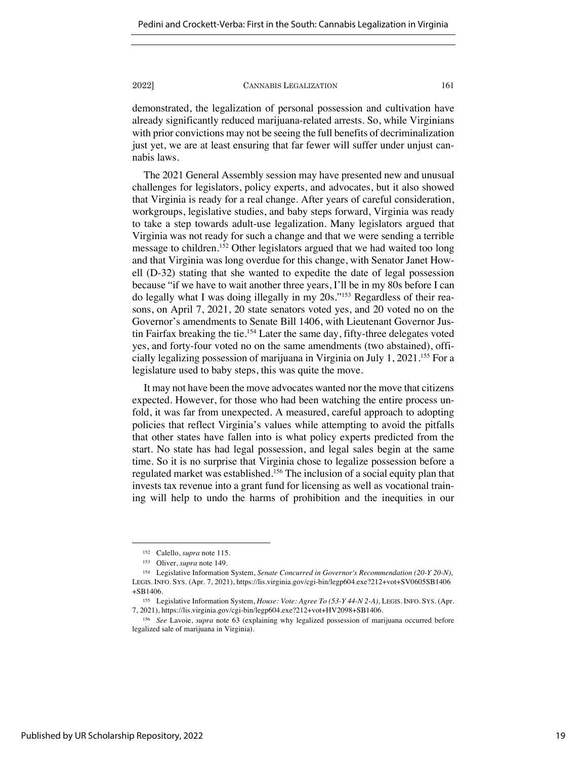demonstrated, the legalization of personal possession and cultivation have already significantly reduced marijuana-related arrests. So, while Virginians with prior convictions may not be seeing the full benefits of decriminalization just yet, we are at least ensuring that far fewer will suffer under unjust cannabis laws.

The 2021 General Assembly session may have presented new and unusual challenges for legislators, policy experts, and advocates, but it also showed that Virginia is ready for a real change. After years of careful consideration, workgroups, legislative studies, and baby steps forward, Virginia was ready to take a step towards adult-use legalization. Many legislators argued that Virginia was not ready for such a change and that we were sending a terrible message to children.[152] Other legislators argued that we had waited too long and that Virginia was long overdue for this change, with Senator Janet Howell (D-32) stating that she wanted to expedite the date of legal possession because "if we have to wait another three years, I'll be in my 80s before I can do legally what I was doing illegally in my 20s."[153] Regardless of their reasons, on April 7, 2021, 20 state senators voted yes, and 20 voted no on the Governor's amendments to Senate Bill 1406, with Lieutenant Governor Justin Fairfax breaking the tie.[154] Later the same day, fifty-three delegates voted yes, and forty-four voted no on the same amendments (two abstained), officially legalizing possession of marijuana in Virginia on July 1, 2021.[155] For a legislature used to baby steps, this was quite the move.

It may not have been the move advocates wanted nor the move that citizens expected. However, for those who had been watching the entire process unfold, it was far from unexpected. A measured, careful approach to adopting policies that reflect Virginia's values while attempting to avoid the pitfalls that other states have fallen into is what policy experts predicted from the start. No state has had legal possession, and legal sales begin at the same time. So it is no surprise that Virginia chose to legalize possession before a regulated market was established.[156] The inclusion of a social equity plan that invests tax revenue into a grant fund for licensing as well as vocational training will help to undo the harms of prohibition and the inequities in our

---

[152] Calello, *supra* note 115.

[153] Oliver, *supra* note 149.

[154] Legislative Information System, *Senate Concurred in Governor's Recommendation (20-Y 20-N)*, LEGIS. INFO. SYS. (Apr. 7, 2021), https://lis.virginia.gov/cgi-bin/legp604.exe?212+vot+SV0605SB1406+SB1406.

[155] Legislative Information System, *House: Vote: Agree To (53-Y 44-N 2-A)*, LEGIS. INFO. SYS. (Apr. 7, 2021), https://lis.virginia.gov/cgi-bin/legp604.exe?212+vot+HV2098+SB1406.

[156] *See* Lavoie, *supra* note 63 (explaining why legalized possession of marijuana occurred before legalized sale of marijuana in Virginia).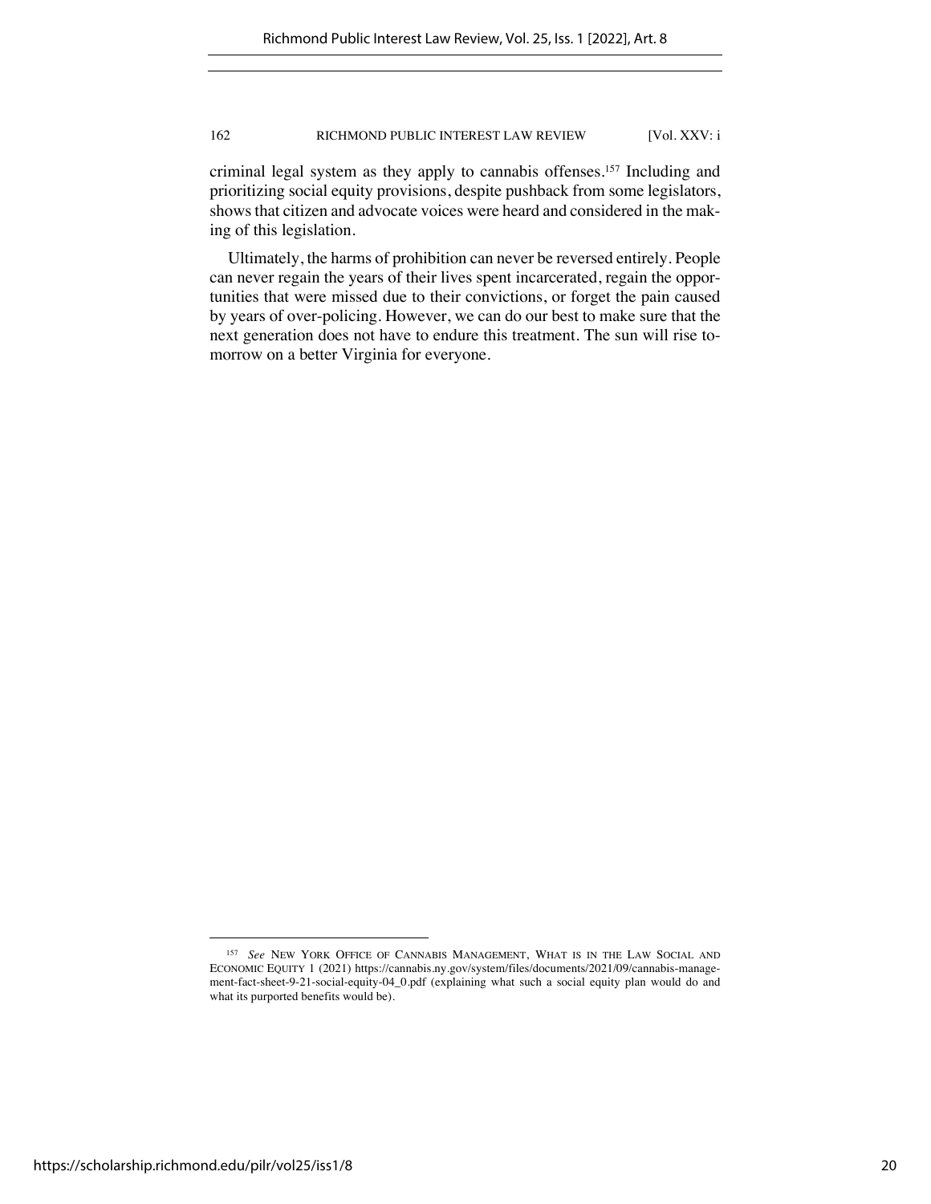criminal legal system as they apply to cannabis offenses.[157] Including and prioritizing social equity provisions, despite pushback from some legislators, shows that citizen and advocate voices were heard and considered in the making of this legislation.

Ultimately, the harms of prohibition can never be reversed entirely. People can never regain the years of their lives spent incarcerated, regain the opportunities that were missed due to their convictions, or forget the pain caused by years of over-policing. However, we can do our best to make sure that the next generation does not have to endure this treatment. The sun will rise tomorrow on a better Virginia for everyone.

---

[157] *See* NEW YORK OFFICE OF CANNABIS MANAGEMENT, WHAT IS IN THE LAW SOCIAL AND ECONOMIC EQUITY 1 (2021) https://cannabis.ny.gov/system/files/documents/2021/09/cannabis-management-fact-sheet-9-21-social-equity-04_0.pdf (explaining what such a social equity plan would do and what its purported benefits would be).